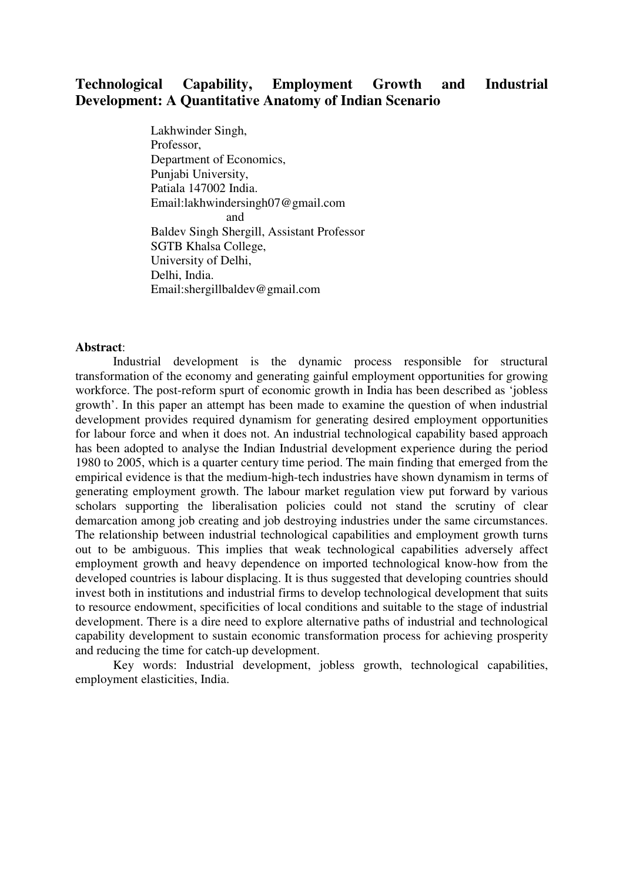# Technological Capability, Employment Growth and Industrial Development: A Quantitative Anatomy of Indian Scenario

Lakhwinder Singh,
Professor,
Department of Economics,
Punjabi University,
Patiala 147002 India.
Email:lakhwindersingh07@gmail.com

and

Baldev Singh Shergill, Assistant Professor
SGTB Khalsa College,
University of Delhi,
Delhi, India.
Email:shergillbaldev@gmail.com

**Abstract**:

Industrial development is the dynamic process responsible for structural transformation of the economy and generating gainful employment opportunities for growing workforce. The post-reform spurt of economic growth in India has been described as 'jobless growth'. In this paper an attempt has been made to examine the question of when industrial development provides required dynamism for generating desired employment opportunities for labour force and when it does not. An industrial technological capability based approach has been adopted to analyse the Indian Industrial development experience during the period 1980 to 2005, which is a quarter century time period. The main finding that emerged from the empirical evidence is that the medium-high-tech industries have shown dynamism in terms of generating employment growth. The labour market regulation view put forward by various scholars supporting the liberalisation policies could not stand the scrutiny of clear demarcation among job creating and job destroying industries under the same circumstances. The relationship between industrial technological capabilities and employment growth turns out to be ambiguous. This implies that weak technological capabilities adversely affect employment growth and heavy dependence on imported technological know-how from the developed countries is labour displacing. It is thus suggested that developing countries should invest both in institutions and industrial firms to develop technological development that suits to resource endowment, specificities of local conditions and suitable to the stage of industrial development. There is a dire need to explore alternative paths of industrial and technological capability development to sustain economic transformation process for achieving prosperity and reducing the time for catch-up development.

Key words: Industrial development, jobless growth, technological capabilities, employment elasticities, India.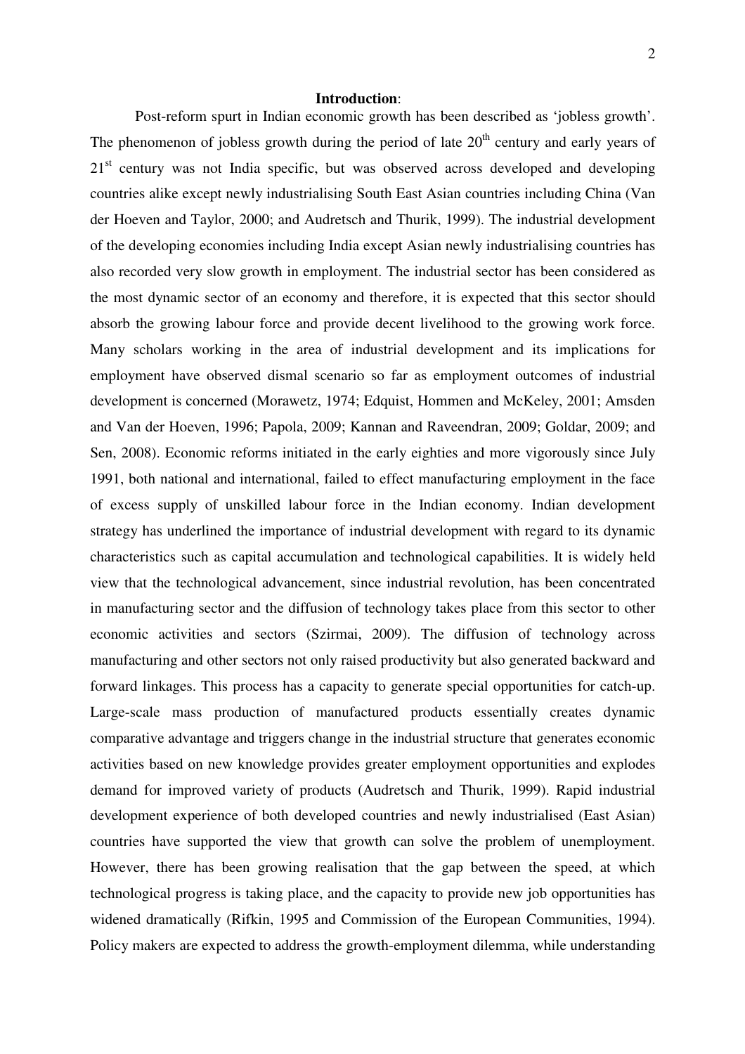**Introduction**:

Post-reform spurt in Indian economic growth has been described as 'jobless growth'. The phenomenon of jobless growth during the period of late 20th century and early years of 21st century was not India specific, but was observed across developed and developing countries alike except newly industrialising South East Asian countries including China (Van der Hoeven and Taylor, 2000; and Audretsch and Thurik, 1999). The industrial development of the developing economies including India except Asian newly industrialising countries has also recorded very slow growth in employment. The industrial sector has been considered as the most dynamic sector of an economy and therefore, it is expected that this sector should absorb the growing labour force and provide decent livelihood to the growing work force. Many scholars working in the area of industrial development and its implications for employment have observed dismal scenario so far as employment outcomes of industrial development is concerned (Morawetz, 1974; Edquist, Hommen and McKeley, 2001; Amsden and Van der Hoeven, 1996; Papola, 2009; Kannan and Raveendran, 2009; Goldar, 2009; and Sen, 2008). Economic reforms initiated in the early eighties and more vigorously since July 1991, both national and international, failed to effect manufacturing employment in the face of excess supply of unskilled labour force in the Indian economy. Indian development strategy has underlined the importance of industrial development with regard to its dynamic characteristics such as capital accumulation and technological capabilities. It is widely held view that the technological advancement, since industrial revolution, has been concentrated in manufacturing sector and the diffusion of technology takes place from this sector to other economic activities and sectors (Szirmai, 2009). The diffusion of technology across manufacturing and other sectors not only raised productivity but also generated backward and forward linkages. This process has a capacity to generate special opportunities for catch-up. Large-scale mass production of manufactured products essentially creates dynamic comparative advantage and triggers change in the industrial structure that generates economic activities based on new knowledge provides greater employment opportunities and explodes demand for improved variety of products (Audretsch and Thurik, 1999). Rapid industrial development experience of both developed countries and newly industrialised (East Asian) countries have supported the view that growth can solve the problem of unemployment. However, there has been growing realisation that the gap between the speed, at which technological progress is taking place, and the capacity to provide new job opportunities has widened dramatically (Rifkin, 1995 and Commission of the European Communities, 1994). Policy makers are expected to address the growth-employment dilemma, while understanding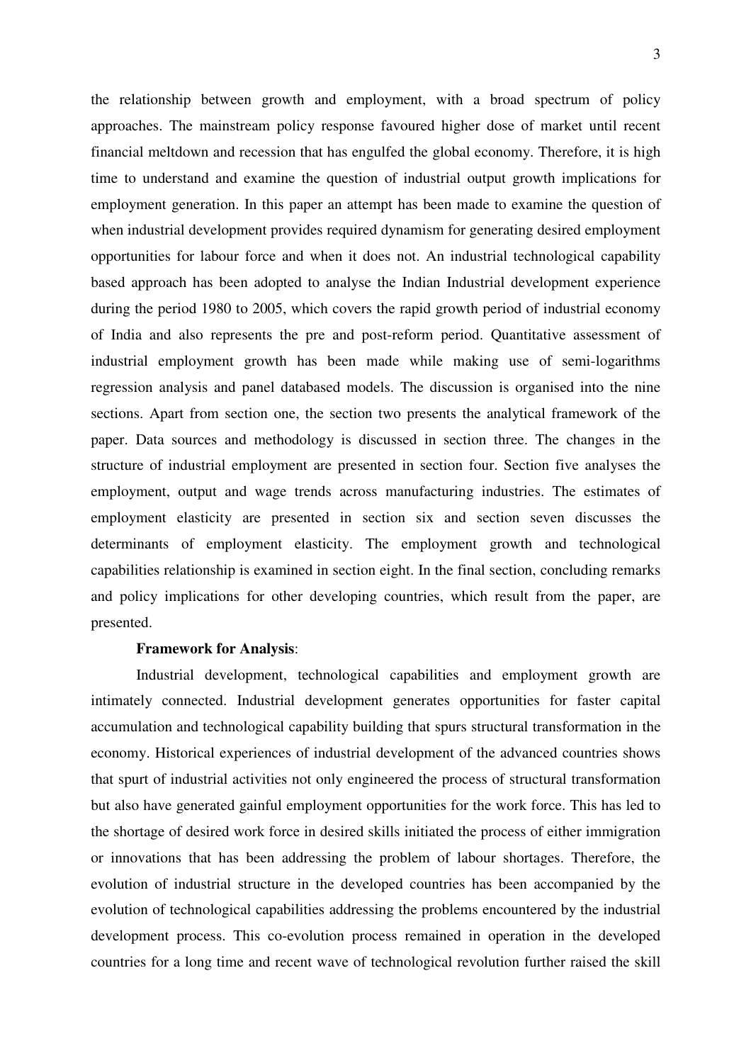the relationship between growth and employment, with a broad spectrum of policy approaches. The mainstream policy response favoured higher dose of market until recent financial meltdown and recession that has engulfed the global economy. Therefore, it is high time to understand and examine the question of industrial output growth implications for employment generation. In this paper an attempt has been made to examine the question of when industrial development provides required dynamism for generating desired employment opportunities for labour force and when it does not. An industrial technological capability based approach has been adopted to analyse the Indian Industrial development experience during the period 1980 to 2005, which covers the rapid growth period of industrial economy of India and also represents the pre and post-reform period. Quantitative assessment of industrial employment growth has been made while making use of semi-logarithms regression analysis and panel databased models. The discussion is organised into the nine sections. Apart from section one, the section two presents the analytical framework of the paper. Data sources and methodology is discussed in section three. The changes in the structure of industrial employment are presented in section four. Section five analyses the employment, output and wage trends across manufacturing industries. The estimates of employment elasticity are presented in section six and section seven discusses the determinants of employment elasticity. The employment growth and technological capabilities relationship is examined in section eight. In the final section, concluding remarks and policy implications for other developing countries, which result from the paper, are presented.

**Framework for Analysis**:

Industrial development, technological capabilities and employment growth are intimately connected. Industrial development generates opportunities for faster capital accumulation and technological capability building that spurs structural transformation in the economy. Historical experiences of industrial development of the advanced countries shows that spurt of industrial activities not only engineered the process of structural transformation but also have generated gainful employment opportunities for the work force. This has led to the shortage of desired work force in desired skills initiated the process of either immigration or innovations that has been addressing the problem of labour shortages. Therefore, the evolution of industrial structure in the developed countries has been accompanied by the evolution of technological capabilities addressing the problems encountered by the industrial development process. This co-evolution process remained in operation in the developed countries for a long time and recent wave of technological revolution further raised the skill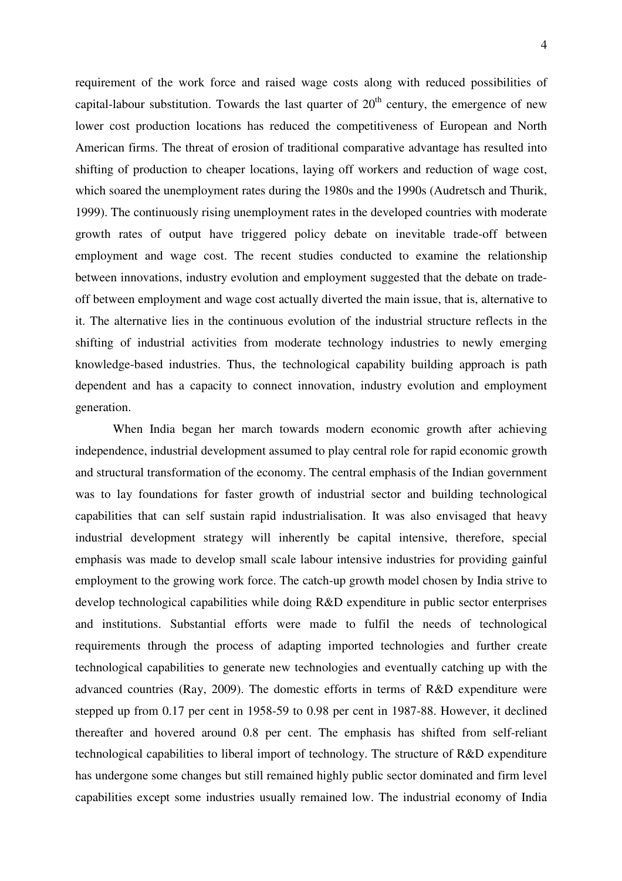requirement of the work force and raised wage costs along with reduced possibilities of capital-labour substitution. Towards the last quarter of $20^{th}$ century, the emergence of new lower cost production locations has reduced the competitiveness of European and North American firms. The threat of erosion of traditional comparative advantage has resulted into shifting of production to cheaper locations, laying off workers and reduction of wage cost, which soared the unemployment rates during the 1980s and the 1990s (Audretsch and Thurik, 1999). The continuously rising unemployment rates in the developed countries with moderate growth rates of output have triggered policy debate on inevitable trade-off between employment and wage cost. The recent studies conducted to examine the relationship between innovations, industry evolution and employment suggested that the debate on trade-off between employment and wage cost actually diverted the main issue, that is, alternative to it. The alternative lies in the continuous evolution of the industrial structure reflects in the shifting of industrial activities from moderate technology industries to newly emerging knowledge-based industries. Thus, the technological capability building approach is path dependent and has a capacity to connect innovation, industry evolution and employment generation.

When India began her march towards modern economic growth after achieving independence, industrial development assumed to play central role for rapid economic growth and structural transformation of the economy. The central emphasis of the Indian government was to lay foundations for faster growth of industrial sector and building technological capabilities that can self sustain rapid industrialisation. It was also envisaged that heavy industrial development strategy will inherently be capital intensive, therefore, special emphasis was made to develop small scale labour intensive industries for providing gainful employment to the growing work force. The catch-up growth model chosen by India strive to develop technological capabilities while doing R&D expenditure in public sector enterprises and institutions. Substantial efforts were made to fulfil the needs of technological requirements through the process of adapting imported technologies and further create technological capabilities to generate new technologies and eventually catching up with the advanced countries (Ray, 2009). The domestic efforts in terms of R&D expenditure were stepped up from 0.17 per cent in 1958-59 to 0.98 per cent in 1987-88. However, it declined thereafter and hovered around 0.8 per cent. The emphasis has shifted from self-reliant technological capabilities to liberal import of technology. The structure of R&D expenditure has undergone some changes but still remained highly public sector dominated and firm level capabilities except some industries usually remained low. The industrial economy of India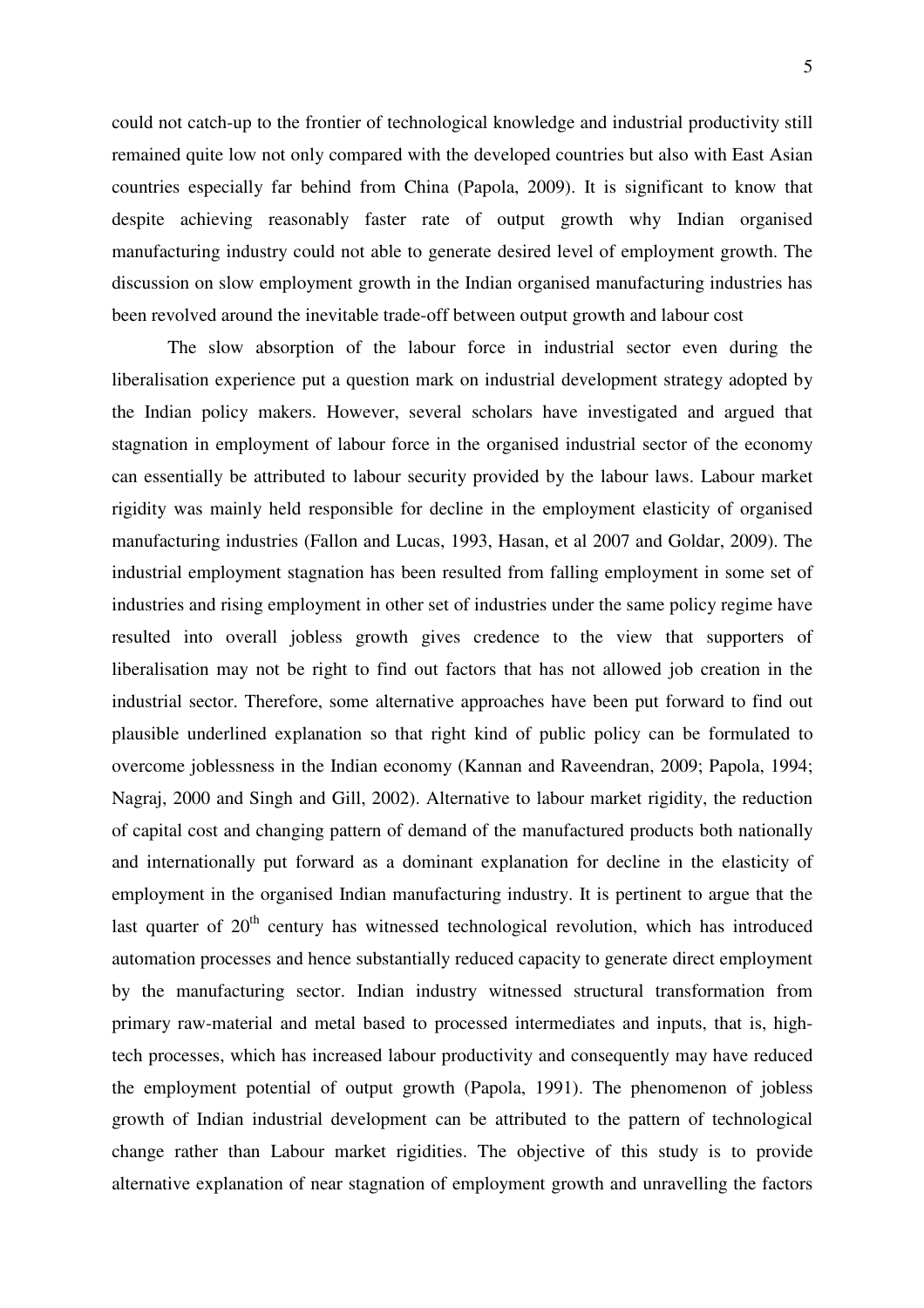could not catch-up to the frontier of technological knowledge and industrial productivity still remained quite low not only compared with the developed countries but also with East Asian countries especially far behind from China (Papola, 2009). It is significant to know that despite achieving reasonably faster rate of output growth why Indian organised manufacturing industry could not able to generate desired level of employment growth. The discussion on slow employment growth in the Indian organised manufacturing industries has been revolved around the inevitable trade-off between output growth and labour cost

The slow absorption of the labour force in industrial sector even during the liberalisation experience put a question mark on industrial development strategy adopted by the Indian policy makers. However, several scholars have investigated and argued that stagnation in employment of labour force in the organised industrial sector of the economy can essentially be attributed to labour security provided by the labour laws. Labour market rigidity was mainly held responsible for decline in the employment elasticity of organised manufacturing industries (Fallon and Lucas, 1993, Hasan, et al 2007 and Goldar, 2009). The industrial employment stagnation has been resulted from falling employment in some set of industries and rising employment in other set of industries under the same policy regime have resulted into overall jobless growth gives credence to the view that supporters of liberalisation may not be right to find out factors that has not allowed job creation in the industrial sector. Therefore, some alternative approaches have been put forward to find out plausible underlined explanation so that right kind of public policy can be formulated to overcome joblessness in the Indian economy (Kannan and Raveendran, 2009; Papola, 1994; Nagraj, 2000 and Singh and Gill, 2002). Alternative to labour market rigidity, the reduction of capital cost and changing pattern of demand of the manufactured products both nationally and internationally put forward as a dominant explanation for decline in the elasticity of employment in the organised Indian manufacturing industry. It is pertinent to argue that the last quarter of 20th century has witnessed technological revolution, which has introduced automation processes and hence substantially reduced capacity to generate direct employment by the manufacturing sector. Indian industry witnessed structural transformation from primary raw-material and metal based to processed intermediates and inputs, that is, high-tech processes, which has increased labour productivity and consequently may have reduced the employment potential of output growth (Papola, 1991). The phenomenon of jobless growth of Indian industrial development can be attributed to the pattern of technological change rather than Labour market rigidities. The objective of this study is to provide alternative explanation of near stagnation of employment growth and unravelling the factors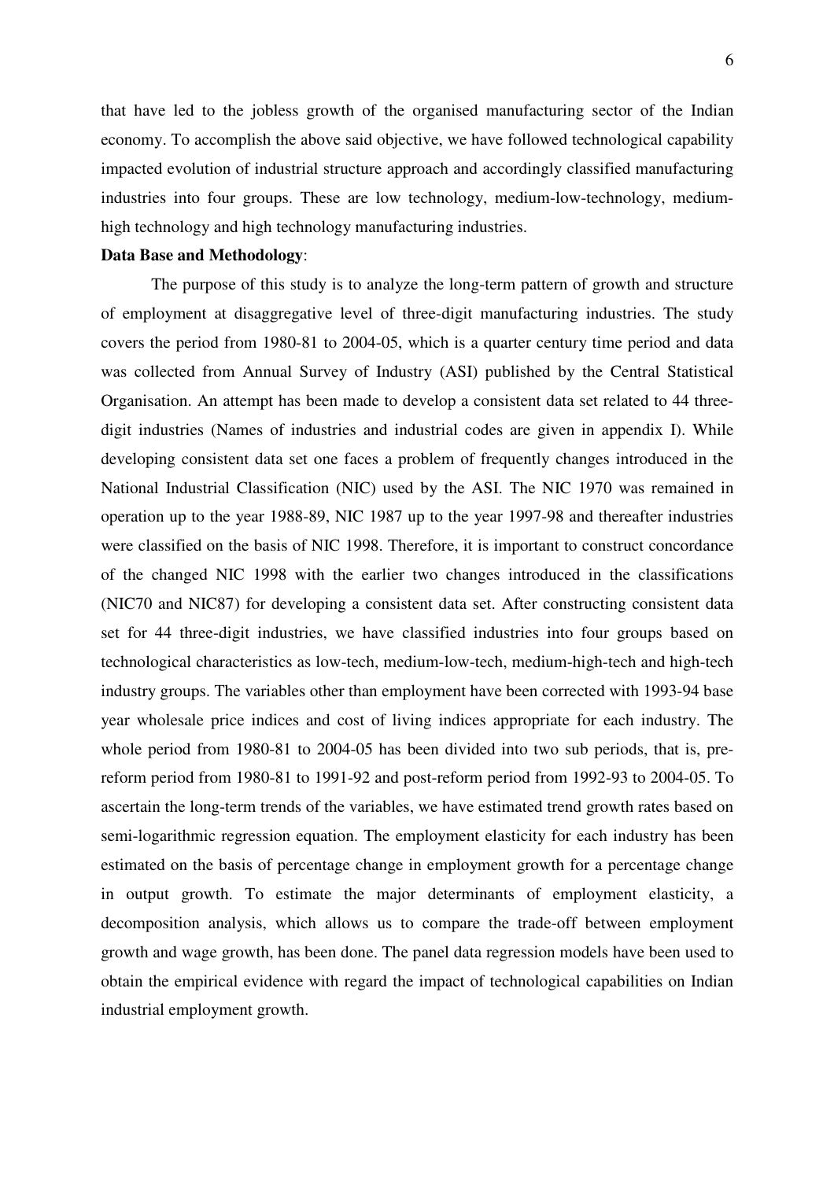that have led to the jobless growth of the organised manufacturing sector of the Indian economy. To accomplish the above said objective, we have followed technological capability impacted evolution of industrial structure approach and accordingly classified manufacturing industries into four groups. These are low technology, medium-low-technology, medium-high technology and high technology manufacturing industries.

**Data Base and Methodology**:

The purpose of this study is to analyze the long-term pattern of growth and structure of employment at disaggregative level of three-digit manufacturing industries. The study covers the period from 1980-81 to 2004-05, which is a quarter century time period and data was collected from Annual Survey of Industry (ASI) published by the Central Statistical Organisation. An attempt has been made to develop a consistent data set related to 44 three-digit industries (Names of industries and industrial codes are given in appendix I). While developing consistent data set one faces a problem of frequently changes introduced in the National Industrial Classification (NIC) used by the ASI. The NIC 1970 was remained in operation up to the year 1988-89, NIC 1987 up to the year 1997-98 and thereafter industries were classified on the basis of NIC 1998. Therefore, it is important to construct concordance of the changed NIC 1998 with the earlier two changes introduced in the classifications (NIC70 and NIC87) for developing a consistent data set. After constructing consistent data set for 44 three-digit industries, we have classified industries into four groups based on technological characteristics as low-tech, medium-low-tech, medium-high-tech and high-tech industry groups. The variables other than employment have been corrected with 1993-94 base year wholesale price indices and cost of living indices appropriate for each industry. The whole period from 1980-81 to 2004-05 has been divided into two sub periods, that is, pre-reform period from 1980-81 to 1991-92 and post-reform period from 1992-93 to 2004-05. To ascertain the long-term trends of the variables, we have estimated trend growth rates based on semi-logarithmic regression equation. The employment elasticity for each industry has been estimated on the basis of percentage change in employment growth for a percentage change in output growth. To estimate the major determinants of employment elasticity, a decomposition analysis, which allows us to compare the trade-off between employment growth and wage growth, has been done. The panel data regression models have been used to obtain the empirical evidence with regard the impact of technological capabilities on Indian industrial employment growth.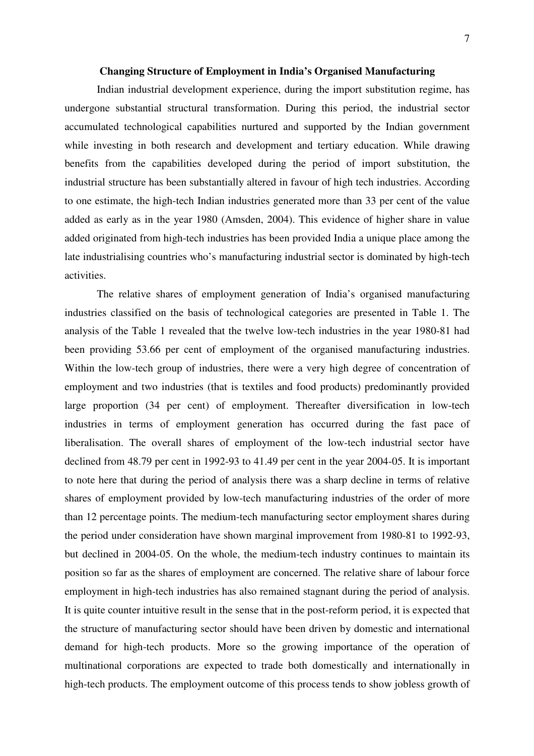### Changing Structure of Employment in India's Organised Manufacturing

Indian industrial development experience, during the import substitution regime, has undergone substantial structural transformation. During this period, the industrial sector accumulated technological capabilities nurtured and supported by the Indian government while investing in both research and development and tertiary education. While drawing benefits from the capabilities developed during the period of import substitution, the industrial structure has been substantially altered in favour of high tech industries. According to one estimate, the high-tech Indian industries generated more than 33 per cent of the value added as early as in the year 1980 (Amsden, 2004). This evidence of higher share in value added originated from high-tech industries has been provided India a unique place among the late industrialising countries who's manufacturing industrial sector is dominated by high-tech activities.

The relative shares of employment generation of India's organised manufacturing industries classified on the basis of technological categories are presented in Table 1. The analysis of the Table 1 revealed that the twelve low-tech industries in the year 1980-81 had been providing 53.66 per cent of employment of the organised manufacturing industries. Within the low-tech group of industries, there were a very high degree of concentration of employment and two industries (that is textiles and food products) predominantly provided large proportion (34 per cent) of employment. Thereafter diversification in low-tech industries in terms of employment generation has occurred during the fast pace of liberalisation. The overall shares of employment of the low-tech industrial sector have declined from 48.79 per cent in 1992-93 to 41.49 per cent in the year 2004-05. It is important to note here that during the period of analysis there was a sharp decline in terms of relative shares of employment provided by low-tech manufacturing industries of the order of more than 12 percentage points. The medium-tech manufacturing sector employment shares during the period under consideration have shown marginal improvement from 1980-81 to 1992-93, but declined in 2004-05. On the whole, the medium-tech industry continues to maintain its position so far as the shares of employment are concerned. The relative share of labour force employment in high-tech industries has also remained stagnant during the period of analysis. It is quite counter intuitive result in the sense that in the post-reform period, it is expected that the structure of manufacturing sector should have been driven by domestic and international demand for high-tech products. More so the growing importance of the operation of multinational corporations are expected to trade both domestically and internationally in high-tech products. The employment outcome of this process tends to show jobless growth of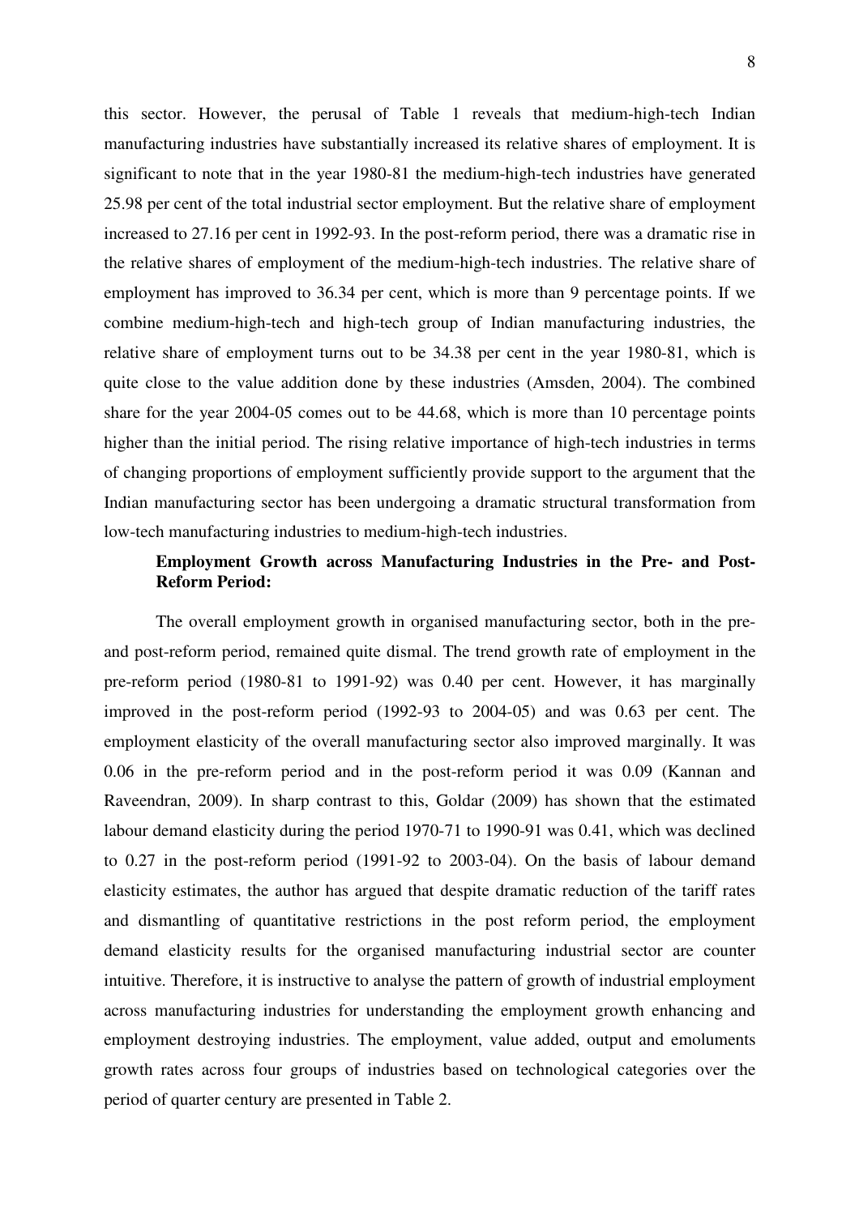this sector. However, the perusal of Table 1 reveals that medium-high-tech Indian manufacturing industries have substantially increased its relative shares of employment. It is significant to note that in the year 1980-81 the medium-high-tech industries have generated 25.98 per cent of the total industrial sector employment. But the relative share of employment increased to 27.16 per cent in 1992-93. In the post-reform period, there was a dramatic rise in the relative shares of employment of the medium-high-tech industries. The relative share of employment has improved to 36.34 per cent, which is more than 9 percentage points. If we combine medium-high-tech and high-tech group of Indian manufacturing industries, the relative share of employment turns out to be 34.38 per cent in the year 1980-81, which is quite close to the value addition done by these industries (Amsden, 2004). The combined share for the year 2004-05 comes out to be 44.68, which is more than 10 percentage points higher than the initial period. The rising relative importance of high-tech industries in terms of changing proportions of employment sufficiently provide support to the argument that the Indian manufacturing sector has been undergoing a dramatic structural transformation from low-tech manufacturing industries to medium-high-tech industries.

**Employment Growth across Manufacturing Industries in the Pre- and Post-Reform Period:**

The overall employment growth in organised manufacturing sector, both in the pre- and post-reform period, remained quite dismal. The trend growth rate of employment in the pre-reform period (1980-81 to 1991-92) was 0.40 per cent. However, it has marginally improved in the post-reform period (1992-93 to 2004-05) and was 0.63 per cent. The employment elasticity of the overall manufacturing sector also improved marginally. It was 0.06 in the pre-reform period and in the post-reform period it was 0.09 (Kannan and Raveendran, 2009). In sharp contrast to this, Goldar (2009) has shown that the estimated labour demand elasticity during the period 1970-71 to 1990-91 was 0.41, which was declined to 0.27 in the post-reform period (1991-92 to 2003-04). On the basis of labour demand elasticity estimates, the author has argued that despite dramatic reduction of the tariff rates and dismantling of quantitative restrictions in the post reform period, the employment demand elasticity results for the organised manufacturing industrial sector are counter intuitive. Therefore, it is instructive to analyse the pattern of growth of industrial employment across manufacturing industries for understanding the employment growth enhancing and employment destroying industries. The employment, value added, output and emoluments growth rates across four groups of industries based on technological categories over the period of quarter century are presented in Table 2.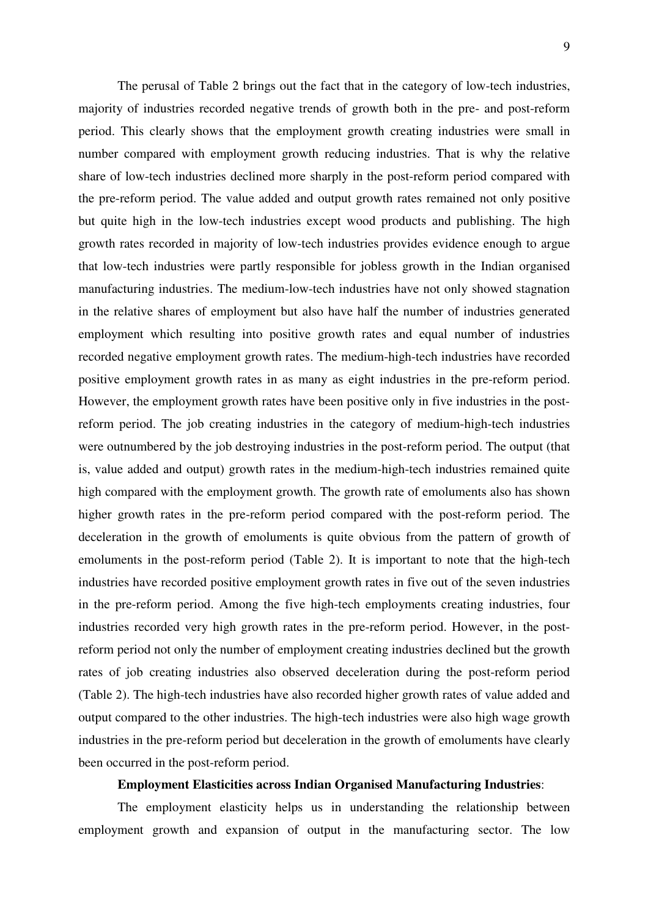The perusal of Table 2 brings out the fact that in the category of low-tech industries, majority of industries recorded negative trends of growth both in the pre- and post-reform period. This clearly shows that the employment growth creating industries were small in number compared with employment growth reducing industries. That is why the relative share of low-tech industries declined more sharply in the post-reform period compared with the pre-reform period. The value added and output growth rates remained not only positive but quite high in the low-tech industries except wood products and publishing. The high growth rates recorded in majority of low-tech industries provides evidence enough to argue that low-tech industries were partly responsible for jobless growth in the Indian organised manufacturing industries. The medium-low-tech industries have not only showed stagnation in the relative shares of employment but also have half the number of industries generated employment which resulting into positive growth rates and equal number of industries recorded negative employment growth rates. The medium-high-tech industries have recorded positive employment growth rates in as many as eight industries in the pre-reform period. However, the employment growth rates have been positive only in five industries in the post-reform period. The job creating industries in the category of medium-high-tech industries were outnumbered by the job destroying industries in the post-reform period. The output (that is, value added and output) growth rates in the medium-high-tech industries remained quite high compared with the employment growth. The growth rate of emoluments also has shown higher growth rates in the pre-reform period compared with the post-reform period. The deceleration in the growth of emoluments is quite obvious from the pattern of growth of emoluments in the post-reform period (Table 2). It is important to note that the high-tech industries have recorded positive employment growth rates in five out of the seven industries in the pre-reform period. Among the five high-tech employments creating industries, four industries recorded very high growth rates in the pre-reform period. However, in the post-reform period not only the number of employment creating industries declined but the growth rates of job creating industries also observed deceleration during the post-reform period (Table 2). The high-tech industries have also recorded higher growth rates of value added and output compared to the other industries. The high-tech industries were also high wage growth industries in the pre-reform period but deceleration in the growth of emoluments have clearly been occurred in the post-reform period.

**Employment Elasticities across Indian Organised Manufacturing Industries**:

The employment elasticity helps us in understanding the relationship between employment growth and expansion of output in the manufacturing sector. The low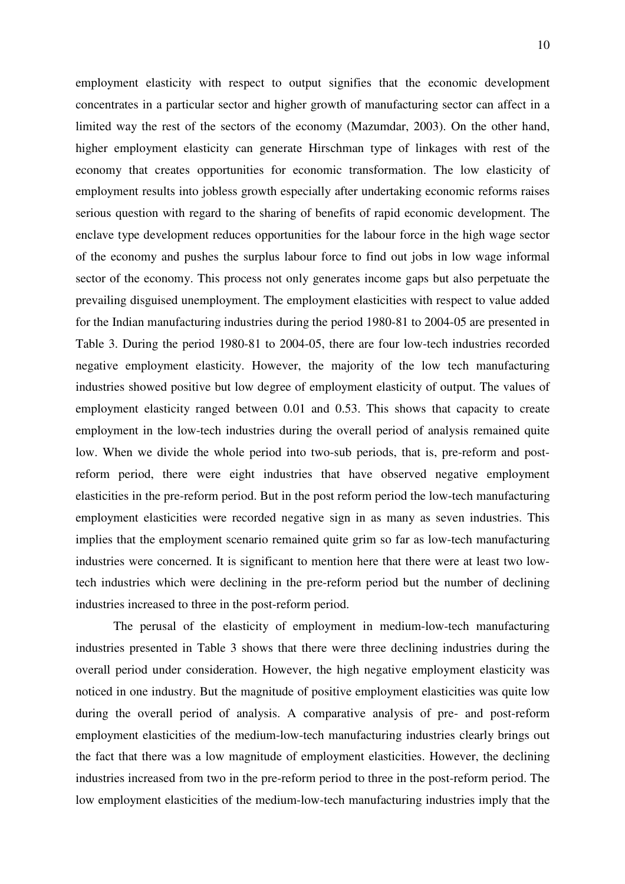employment elasticity with respect to output signifies that the economic development concentrates in a particular sector and higher growth of manufacturing sector can affect in a limited way the rest of the sectors of the economy (Mazumdar, 2003). On the other hand, higher employment elasticity can generate Hirschman type of linkages with rest of the economy that creates opportunities for economic transformation. The low elasticity of employment results into jobless growth especially after undertaking economic reforms raises serious question with regard to the sharing of benefits of rapid economic development. The enclave type development reduces opportunities for the labour force in the high wage sector of the economy and pushes the surplus labour force to find out jobs in low wage informal sector of the economy. This process not only generates income gaps but also perpetuate the prevailing disguised unemployment. The employment elasticities with respect to value added for the Indian manufacturing industries during the period 1980-81 to 2004-05 are presented in Table 3. During the period 1980-81 to 2004-05, there are four low-tech industries recorded negative employment elasticity. However, the majority of the low tech manufacturing industries showed positive but low degree of employment elasticity of output. The values of employment elasticity ranged between 0.01 and 0.53. This shows that capacity to create employment in the low-tech industries during the overall period of analysis remained quite low. When we divide the whole period into two-sub periods, that is, pre-reform and post-reform period, there were eight industries that have observed negative employment elasticities in the pre-reform period. But in the post reform period the low-tech manufacturing employment elasticities were recorded negative sign in as many as seven industries. This implies that the employment scenario remained quite grim so far as low-tech manufacturing industries were concerned. It is significant to mention here that there were at least two low-tech industries which were declining in the pre-reform period but the number of declining industries increased to three in the post-reform period.

The perusal of the elasticity of employment in medium-low-tech manufacturing industries presented in Table 3 shows that there were three declining industries during the overall period under consideration. However, the high negative employment elasticity was noticed in one industry. But the magnitude of positive employment elasticities was quite low during the overall period of analysis. A comparative analysis of pre- and post-reform employment elasticities of the medium-low-tech manufacturing industries clearly brings out the fact that there was a low magnitude of employment elasticities. However, the declining industries increased from two in the pre-reform period to three in the post-reform period. The low employment elasticities of the medium-low-tech manufacturing industries imply that the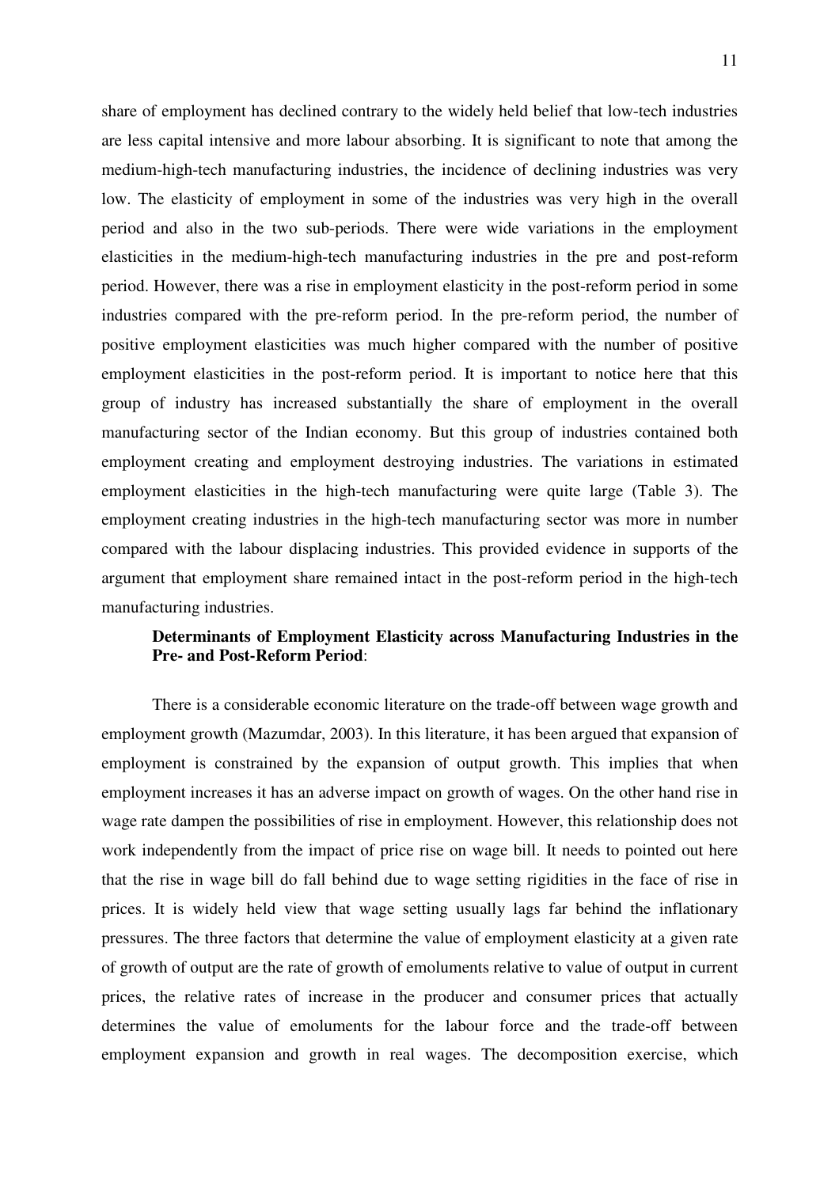share of employment has declined contrary to the widely held belief that low-tech industries are less capital intensive and more labour absorbing. It is significant to note that among the medium-high-tech manufacturing industries, the incidence of declining industries was very low. The elasticity of employment in some of the industries was very high in the overall period and also in the two sub-periods. There were wide variations in the employment elasticities in the medium-high-tech manufacturing industries in the pre and post-reform period. However, there was a rise in employment elasticity in the post-reform period in some industries compared with the pre-reform period. In the pre-reform period, the number of positive employment elasticities was much higher compared with the number of positive employment elasticities in the post-reform period. It is important to notice here that this group of industry has increased substantially the share of employment in the overall manufacturing sector of the Indian economy. But this group of industries contained both employment creating and employment destroying industries. The variations in estimated employment elasticities in the high-tech manufacturing were quite large (Table 3). The employment creating industries in the high-tech manufacturing sector was more in number compared with the labour displacing industries. This provided evidence in supports of the argument that employment share remained intact in the post-reform period in the high-tech manufacturing industries.

**Determinants of Employment Elasticity across Manufacturing Industries in the Pre- and Post-Reform Period**:

There is a considerable economic literature on the trade-off between wage growth and employment growth (Mazumdar, 2003). In this literature, it has been argued that expansion of employment is constrained by the expansion of output growth. This implies that when employment increases it has an adverse impact on growth of wages. On the other hand rise in wage rate dampen the possibilities of rise in employment. However, this relationship does not work independently from the impact of price rise on wage bill. It needs to pointed out here that the rise in wage bill do fall behind due to wage setting rigidities in the face of rise in prices. It is widely held view that wage setting usually lags far behind the inflationary pressures. The three factors that determine the value of employment elasticity at a given rate of growth of output are the rate of growth of emoluments relative to value of output in current prices, the relative rates of increase in the producer and consumer prices that actually determines the value of emoluments for the labour force and the trade-off between employment expansion and growth in real wages. The decomposition exercise, which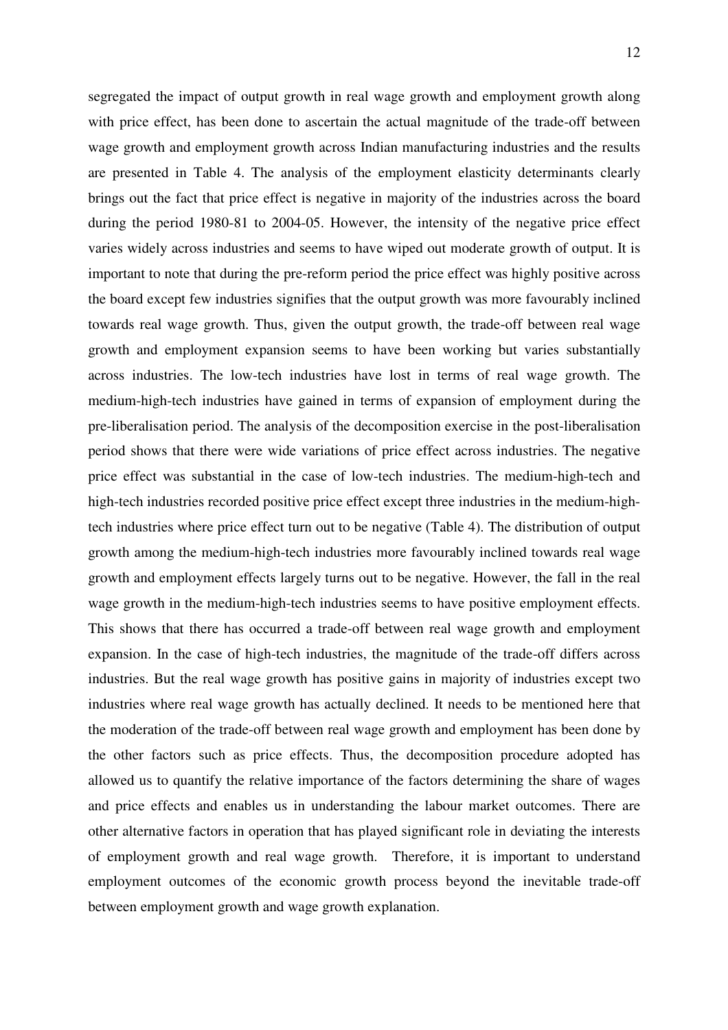segregated the impact of output growth in real wage growth and employment growth along with price effect, has been done to ascertain the actual magnitude of the trade-off between wage growth and employment growth across Indian manufacturing industries and the results are presented in Table 4. The analysis of the employment elasticity determinants clearly brings out the fact that price effect is negative in majority of the industries across the board during the period 1980-81 to 2004-05. However, the intensity of the negative price effect varies widely across industries and seems to have wiped out moderate growth of output. It is important to note that during the pre-reform period the price effect was highly positive across the board except few industries signifies that the output growth was more favourably inclined towards real wage growth. Thus, given the output growth, the trade-off between real wage growth and employment expansion seems to have been working but varies substantially across industries. The low-tech industries have lost in terms of real wage growth. The medium-high-tech industries have gained in terms of expansion of employment during the pre-liberalisation period. The analysis of the decomposition exercise in the post-liberalisation period shows that there were wide variations of price effect across industries. The negative price effect was substantial in the case of low-tech industries. The medium-high-tech and high-tech industries recorded positive price effect except three industries in the medium-high-tech industries where price effect turn out to be negative (Table 4). The distribution of output growth among the medium-high-tech industries more favourably inclined towards real wage growth and employment effects largely turns out to be negative. However, the fall in the real wage growth in the medium-high-tech industries seems to have positive employment effects. This shows that there has occurred a trade-off between real wage growth and employment expansion. In the case of high-tech industries, the magnitude of the trade-off differs across industries. But the real wage growth has positive gains in majority of industries except two industries where real wage growth has actually declined. It needs to be mentioned here that the moderation of the trade-off between real wage growth and employment has been done by the other factors such as price effects. Thus, the decomposition procedure adopted has allowed us to quantify the relative importance of the factors determining the share of wages and price effects and enables us in understanding the labour market outcomes. There are other alternative factors in operation that has played significant role in deviating the interests of employment growth and real wage growth. Therefore, it is important to understand employment outcomes of the economic growth process beyond the inevitable trade-off between employment growth and wage growth explanation.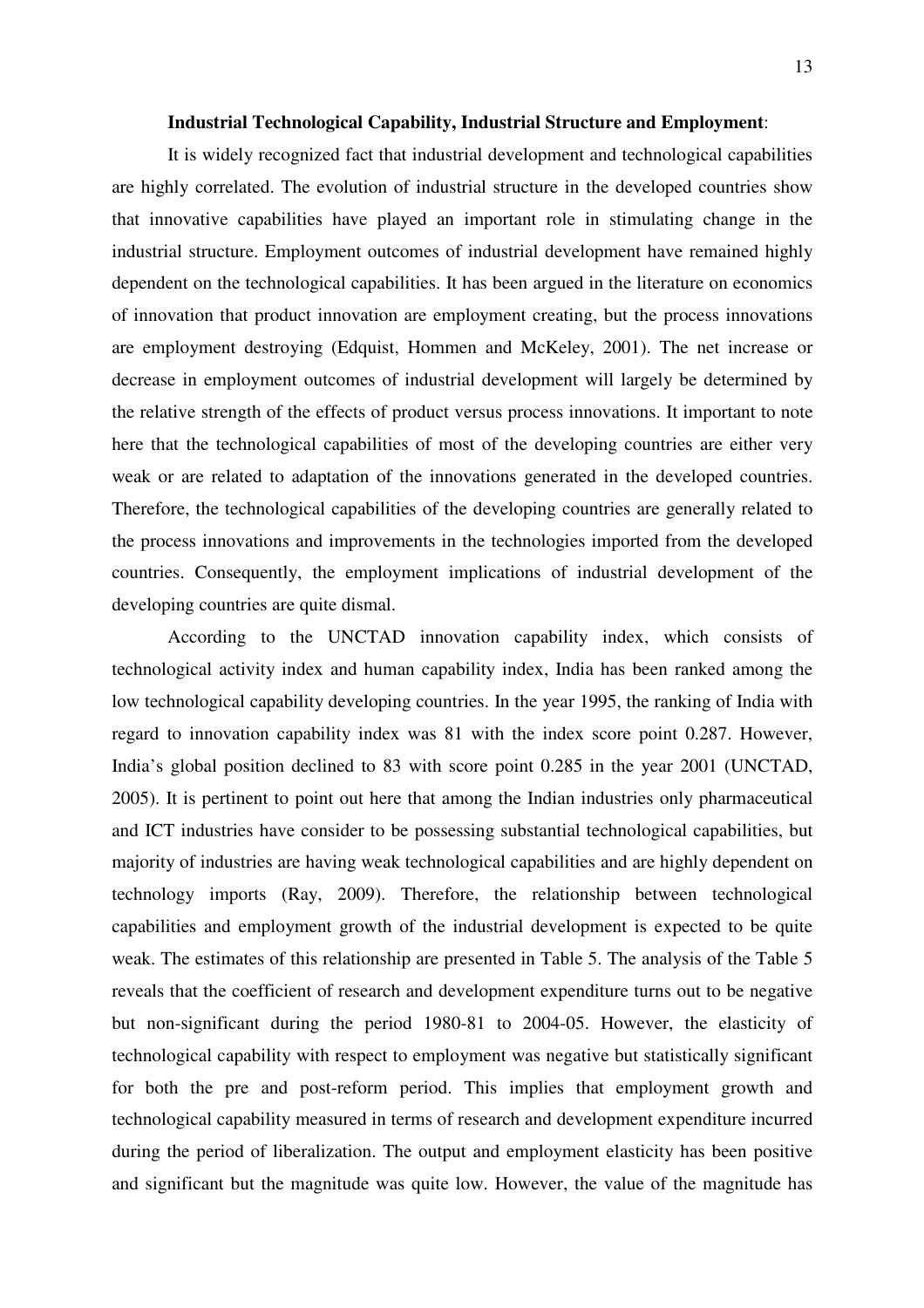**Industrial Technological Capability, Industrial Structure and Employment**:

It is widely recognized fact that industrial development and technological capabilities are highly correlated. The evolution of industrial structure in the developed countries show that innovative capabilities have played an important role in stimulating change in the industrial structure. Employment outcomes of industrial development have remained highly dependent on the technological capabilities. It has been argued in the literature on economics of innovation that product innovation are employment creating, but the process innovations are employment destroying (Edquist, Hommen and McKeley, 2001). The net increase or decrease in employment outcomes of industrial development will largely be determined by the relative strength of the effects of product versus process innovations. It important to note here that the technological capabilities of most of the developing countries are either very weak or are related to adaptation of the innovations generated in the developed countries. Therefore, the technological capabilities of the developing countries are generally related to the process innovations and improvements in the technologies imported from the developed countries. Consequently, the employment implications of industrial development of the developing countries are quite dismal.

According to the UNCTAD innovation capability index, which consists of technological activity index and human capability index, India has been ranked among the low technological capability developing countries. In the year 1995, the ranking of India with regard to innovation capability index was 81 with the index score point 0.287. However, India's global position declined to 83 with score point 0.285 in the year 2001 (UNCTAD, 2005). It is pertinent to point out here that among the Indian industries only pharmaceutical and ICT industries have consider to be possessing substantial technological capabilities, but majority of industries are having weak technological capabilities and are highly dependent on technology imports (Ray, 2009). Therefore, the relationship between technological capabilities and employment growth of the industrial development is expected to be quite weak. The estimates of this relationship are presented in Table 5. The analysis of the Table 5 reveals that the coefficient of research and development expenditure turns out to be negative but non-significant during the period 1980-81 to 2004-05. However, the elasticity of technological capability with respect to employment was negative but statistically significant for both the pre and post-reform period. This implies that employment growth and technological capability measured in terms of research and development expenditure incurred during the period of liberalization. The output and employment elasticity has been positive and significant but the magnitude was quite low. However, the value of the magnitude has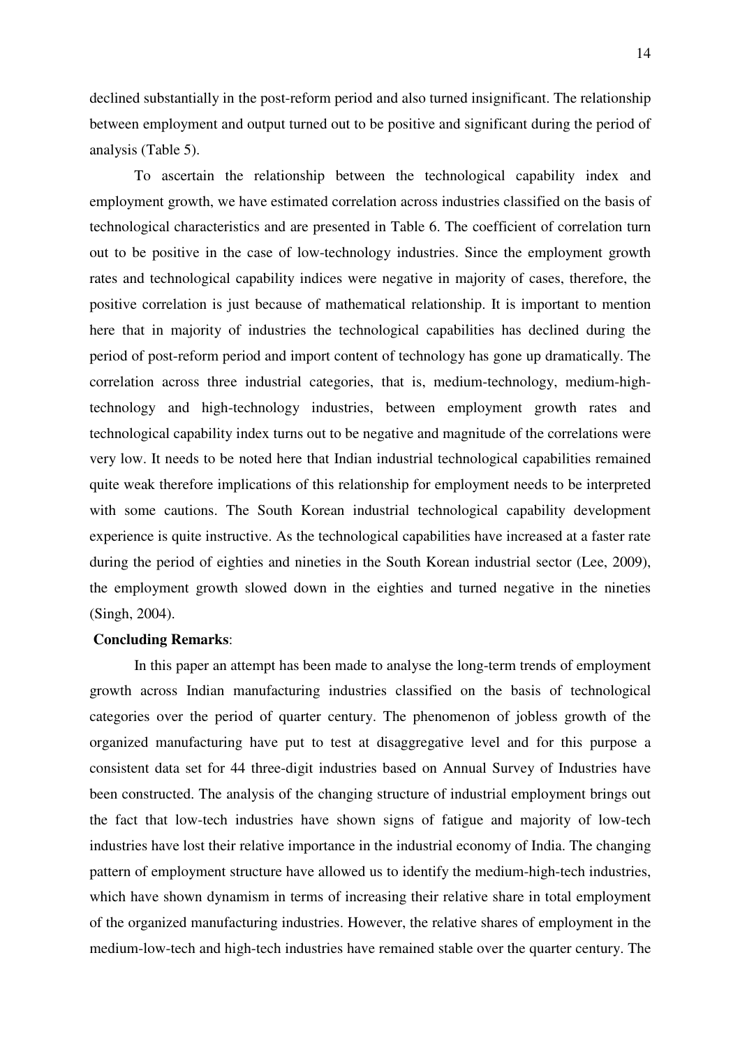declined substantially in the post-reform period and also turned insignificant. The relationship between employment and output turned out to be positive and significant during the period of analysis (Table 5).

To ascertain the relationship between the technological capability index and employment growth, we have estimated correlation across industries classified on the basis of technological characteristics and are presented in Table 6. The coefficient of correlation turn out to be positive in the case of low-technology industries. Since the employment growth rates and technological capability indices were negative in majority of cases, therefore, the positive correlation is just because of mathematical relationship. It is important to mention here that in majority of industries the technological capabilities has declined during the period of post-reform period and import content of technology has gone up dramatically. The correlation across three industrial categories, that is, medium-technology, medium-high-technology and high-technology industries, between employment growth rates and technological capability index turns out to be negative and magnitude of the correlations were very low. It needs to be noted here that Indian industrial technological capabilities remained quite weak therefore implications of this relationship for employment needs to be interpreted with some cautions. The South Korean industrial technological capability development experience is quite instructive. As the technological capabilities have increased at a faster rate during the period of eighties and nineties in the South Korean industrial sector (Lee, 2009), the employment growth slowed down in the eighties and turned negative in the nineties (Singh, 2004).

**Concluding Remarks**:

In this paper an attempt has been made to analyse the long-term trends of employment growth across Indian manufacturing industries classified on the basis of technological categories over the period of quarter century. The phenomenon of jobless growth of the organized manufacturing have put to test at disaggregative level and for this purpose a consistent data set for 44 three-digit industries based on Annual Survey of Industries have been constructed. The analysis of the changing structure of industrial employment brings out the fact that low-tech industries have shown signs of fatigue and majority of low-tech industries have lost their relative importance in the industrial economy of India. The changing pattern of employment structure have allowed us to identify the medium-high-tech industries, which have shown dynamism in terms of increasing their relative share in total employment of the organized manufacturing industries. However, the relative shares of employment in the medium-low-tech and high-tech industries have remained stable over the quarter century. The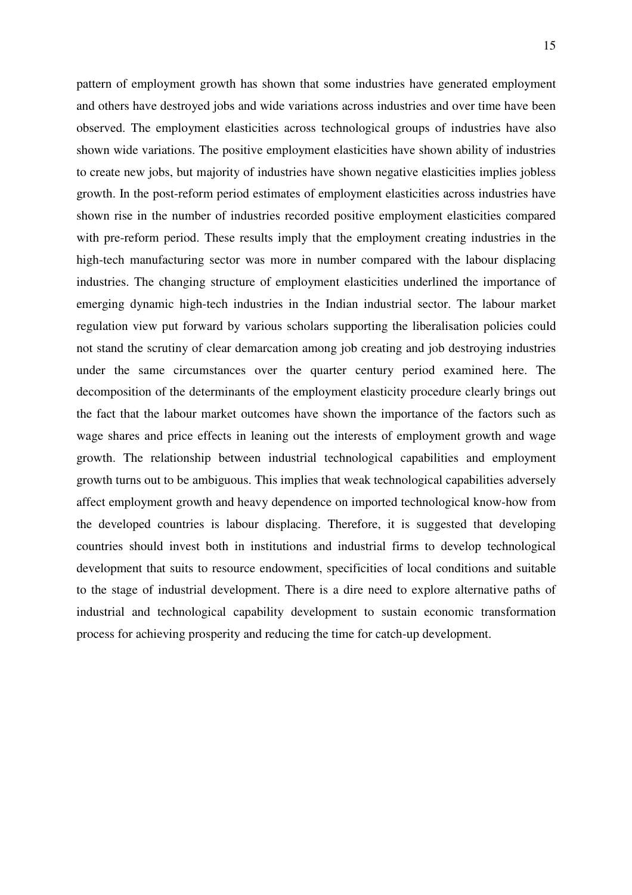pattern of employment growth has shown that some industries have generated employment and others have destroyed jobs and wide variations across industries and over time have been observed. The employment elasticities across technological groups of industries have also shown wide variations. The positive employment elasticities have shown ability of industries to create new jobs, but majority of industries have shown negative elasticities implies jobless growth. In the post-reform period estimates of employment elasticities across industries have shown rise in the number of industries recorded positive employment elasticities compared with pre-reform period. These results imply that the employment creating industries in the high-tech manufacturing sector was more in number compared with the labour displacing industries. The changing structure of employment elasticities underlined the importance of emerging dynamic high-tech industries in the Indian industrial sector. The labour market regulation view put forward by various scholars supporting the liberalisation policies could not stand the scrutiny of clear demarcation among job creating and job destroying industries under the same circumstances over the quarter century period examined here. The decomposition of the determinants of the employment elasticity procedure clearly brings out the fact that the labour market outcomes have shown the importance of the factors such as wage shares and price effects in leaning out the interests of employment growth and wage growth. The relationship between industrial technological capabilities and employment growth turns out to be ambiguous. This implies that weak technological capabilities adversely affect employment growth and heavy dependence on imported technological know-how from the developed countries is labour displacing. Therefore, it is suggested that developing countries should invest both in institutions and industrial firms to develop technological development that suits to resource endowment, specificities of local conditions and suitable to the stage of industrial development. There is a dire need to explore alternative paths of industrial and technological capability development to sustain economic transformation process for achieving prosperity and reducing the time for catch-up development.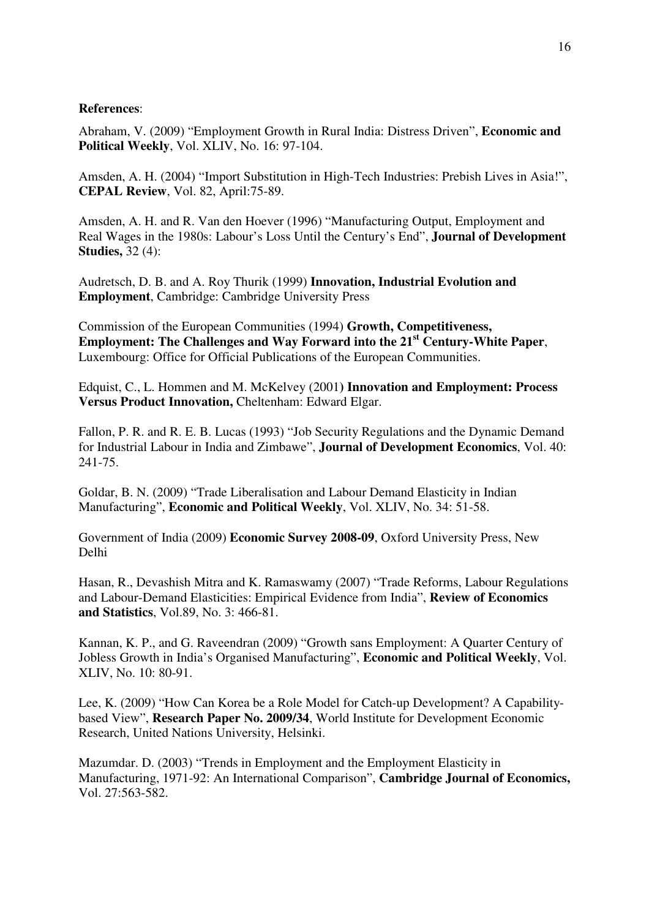**References**:

Abraham, V. (2009) "Employment Growth in Rural India: Distress Driven", **Economic and Political Weekly**, Vol. XLIV, No. 16: 97-104.

Amsden, A. H. (2004) "Import Substitution in High-Tech Industries: Prebish Lives in Asia!", **CEPAL Review**, Vol. 82, April:75-89.

Amsden, A. H. and R. Van den Hoever (1996) "Manufacturing Output, Employment and Real Wages in the 1980s: Labour's Loss Until the Century's End", **Journal of Development Studies,** 32 (4):

Audretsch, D. B. and A. Roy Thurik (1999) **Innovation, Industrial Evolution and Employment**, Cambridge: Cambridge University Press

Commission of the European Communities (1994) **Growth, Competitiveness, Employment: The Challenges and Way Forward into the 21st Century-White Paper**, Luxembourg: Office for Official Publications of the European Communities.

Edquist, C., L. Hommen and M. McKelvey (2001) **Innovation and Employment: Process Versus Product Innovation,** Cheltenham: Edward Elgar.

Fallon, P. R. and R. E. B. Lucas (1993) "Job Security Regulations and the Dynamic Demand for Industrial Labour in India and Zimbawe", **Journal of Development Economics**, Vol. 40: 241-75.

Goldar, B. N. (2009) "Trade Liberalisation and Labour Demand Elasticity in Indian Manufacturing", **Economic and Political Weekly**, Vol. XLIV, No. 34: 51-58.

Government of India (2009) **Economic Survey 2008-09**, Oxford University Press, New Delhi

Hasan, R., Devashish Mitra and K. Ramaswamy (2007) "Trade Reforms, Labour Regulations and Labour-Demand Elasticities: Empirical Evidence from India", **Review of Economics and Statistics**, Vol.89, No. 3: 466-81.

Kannan, K. P., and G. Raveendran (2009) "Growth sans Employment: A Quarter Century of Jobless Growth in India's Organised Manufacturing", **Economic and Political Weekly**, Vol. XLIV, No. 10: 80-91.

Lee, K. (2009) "How Can Korea be a Role Model for Catch-up Development? A Capability-based View", **Research Paper No. 2009/34**, World Institute for Development Economic Research, United Nations University, Helsinki.

Mazumdar. D. (2003) "Trends in Employment and the Employment Elasticity in Manufacturing, 1971-92: An International Comparison", **Cambridge Journal of Economics,** Vol. 27:563-582.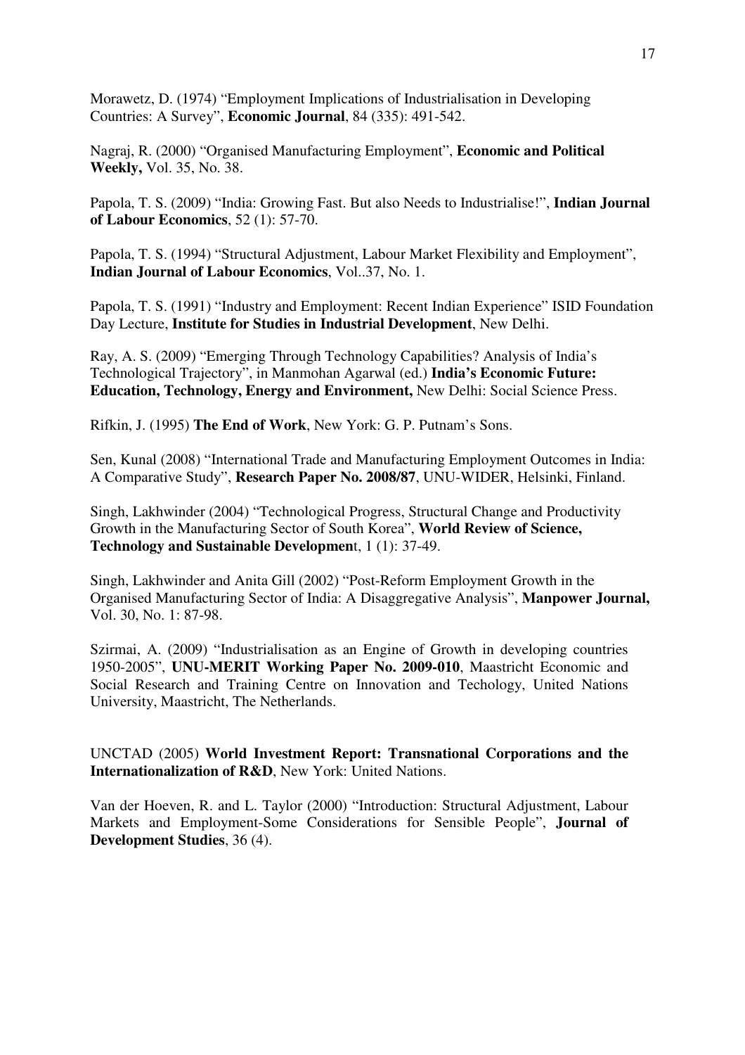Morawetz, D. (1974) "Employment Implications of Industrialisation in Developing Countries: A Survey", **Economic Journal**, 84 (335): 491-542.

Nagraj, R. (2000) "Organised Manufacturing Employment", **Economic and Political Weekly,** Vol. 35, No. 38.

Papola, T. S. (2009) "India: Growing Fast. But also Needs to Industrialise!", **Indian Journal of Labour Economics**, 52 (1): 57-70.

Papola, T. S. (1994) "Structural Adjustment, Labour Market Flexibility and Employment", **Indian Journal of Labour Economics**, Vol..37, No. 1.

Papola, T. S. (1991) "Industry and Employment: Recent Indian Experience" ISID Foundation Day Lecture, **Institute for Studies in Industrial Development**, New Delhi.

Ray, A. S. (2009) "Emerging Through Technology Capabilities? Analysis of India's Technological Trajectory", in Manmohan Agarwal (ed.) **India's Economic Future: Education, Technology, Energy and Environment,** New Delhi: Social Science Press.

Rifkin, J. (1995) **The End of Work**, New York: G. P. Putnam's Sons.

Sen, Kunal (2008) "International Trade and Manufacturing Employment Outcomes in India: A Comparative Study", **Research Paper No. 2008/87**, UNU-WIDER, Helsinki, Finland.

Singh, Lakhwinder (2004) "Technological Progress, Structural Change and Productivity Growth in the Manufacturing Sector of South Korea", **World Review of Science, Technology and Sustainable Developmen**t, 1 (1): 37-49.

Singh, Lakhwinder and Anita Gill (2002) "Post-Reform Employment Growth in the Organised Manufacturing Sector of India: A Disaggregative Analysis", **Manpower Journal,** Vol. 30, No. 1: 87-98.

Szirmai, A. (2009) "Industrialisation as an Engine of Growth in developing countries 1950-2005", **UNU-MERIT Working Paper No. 2009-010**, Maastricht Economic and Social Research and Training Centre on Innovation and Techology, United Nations University, Maastricht, The Netherlands.

UNCTAD (2005) **World Investment Report: Transnational Corporations and the Internationalization of R&D**, New York: United Nations.

Van der Hoeven, R. and L. Taylor (2000) "Introduction: Structural Adjustment, Labour Markets and Employment-Some Considerations for Sensible People", **Journal of Development Studies**, 36 (4).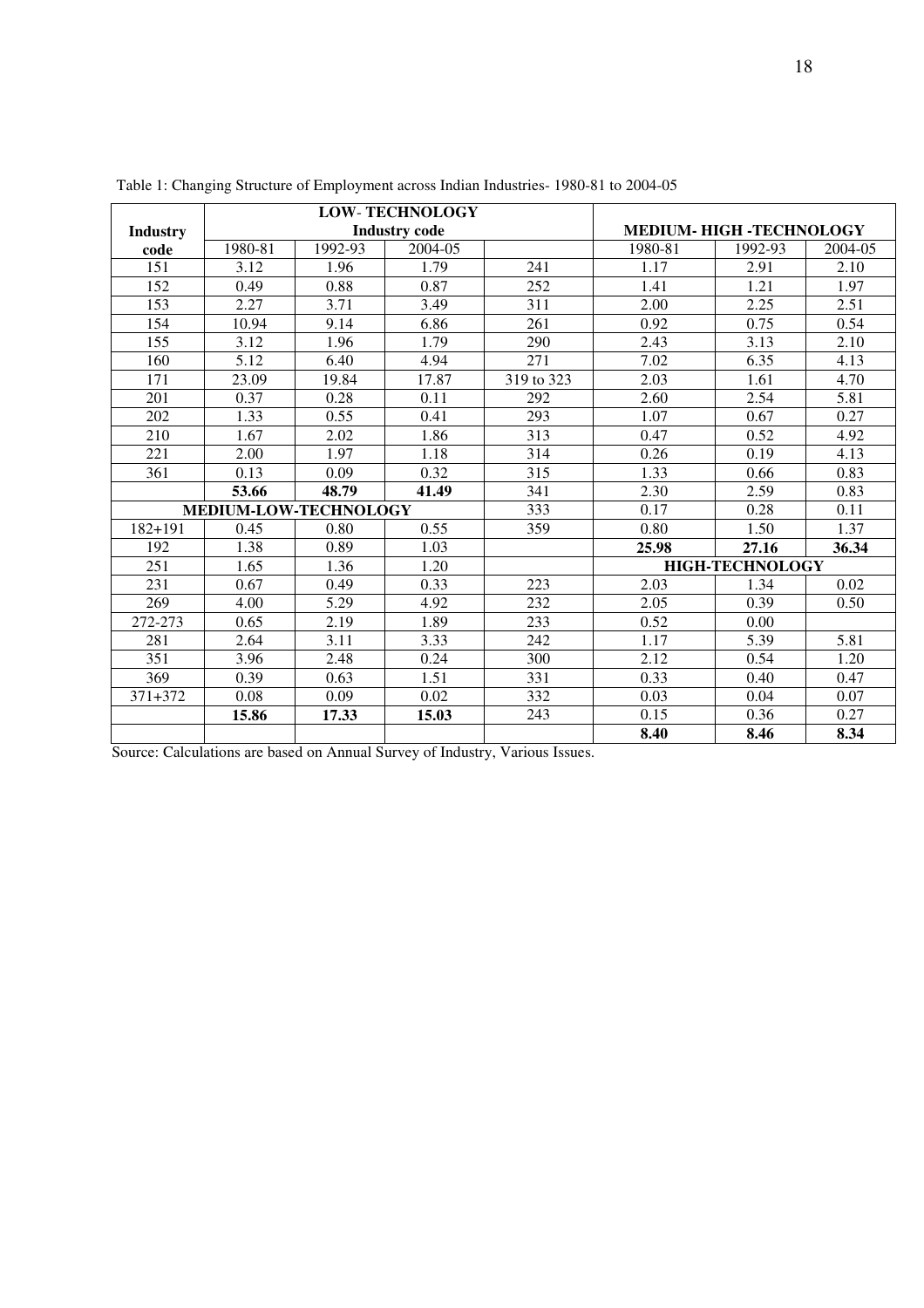Table 1: Changing Structure of Employment across Indian Industries- 1980-81 to 2004-05

| Industry code | LOW- TECHNOLOGY | Industry code | | | MEDIUM- HIGH -TECHNOLOGY | | |
|---|---|---|---|---|---|---|---|
| | 1980-81 | 1992-93 | 2004-05 | | 1980-81 | 1992-93 | 2004-05 |
| 151 | 3.12 | 1.96 | 1.79 | 241 | 1.17 | 2.91 | 2.10 |
| 152 | 0.49 | 0.88 | 0.87 | 252 | 1.41 | 1.21 | 1.97 |
| 153 | 2.27 | 3.71 | 3.49 | 311 | 2.00 | 2.25 | 2.51 |
| 154 | 10.94 | 9.14 | 6.86 | 261 | 0.92 | 0.75 | 0.54 |
| 155 | 3.12 | 1.96 | 1.79 | 290 | 2.43 | 3.13 | 2.10 |
| 160 | 5.12 | 6.40 | 4.94 | 271 | 7.02 | 6.35 | 4.13 |
| 171 | 23.09 | 19.84 | 17.87 | 319 to 323 | 2.03 | 1.61 | 4.70 |
| 201 | 0.37 | 0.28 | 0.11 | 292 | 2.60 | 2.54 | 5.81 |
| 202 | 1.33 | 0.55 | 0.41 | 293 | 1.07 | 0.67 | 0.27 |
| 210 | 1.67 | 2.02 | 1.86 | 313 | 0.47 | 0.52 | 4.92 |
| 221 | 2.00 | 1.97 | 1.18 | 314 | 0.26 | 0.19 | 4.13 |
| 361 | 0.13 | 0.09 | 0.32 | 315 | 1.33 | 0.66 | 0.83 |
| | **53.66** | **48.79** | **41.49** | 341 | 2.30 | 2.59 | 0.83 |
| **MEDIUM-LOW-TECHNOLOGY** | | | | 333 | 0.17 | 0.28 | 0.11 |
| 182+191 | 0.45 | 0.80 | 0.55 | 359 | 0.80 | 1.50 | 1.37 |
| 192 | 1.38 | 0.89 | 1.03 | | **25.98** | **27.16** | **36.34** |
| 251 | 1.65 | 1.36 | 1.20 | | **HIGH-TECHNOLOGY** | | |
| 231 | 0.67 | 0.49 | 0.33 | 223 | 2.03 | 1.34 | 0.02 |
| 269 | 4.00 | 5.29 | 4.92 | 232 | 2.05 | 0.39 | 0.50 |
| 272-273 | 0.65 | 2.19 | 1.89 | 233 | 0.52 | 0.00 | |
| 281 | 2.64 | 3.11 | 3.33 | 242 | 1.17 | 5.39 | 5.81 |
| 351 | 3.96 | 2.48 | 0.24 | 300 | 2.12 | 0.54 | 1.20 |
| 369 | 0.39 | 0.63 | 1.51 | 331 | 0.33 | 0.40 | 0.47 |
| 371+372 | 0.08 | 0.09 | 0.02 | 332 | 0.03 | 0.04 | 0.07 |
| | **15.86** | **17.33** | **15.03** | 243 | 0.15 | 0.36 | 0.27 |
| | | | | | **8.40** | **8.46** | **8.34** |

Source: Calculations are based on Annual Survey of Industry, Various Issues.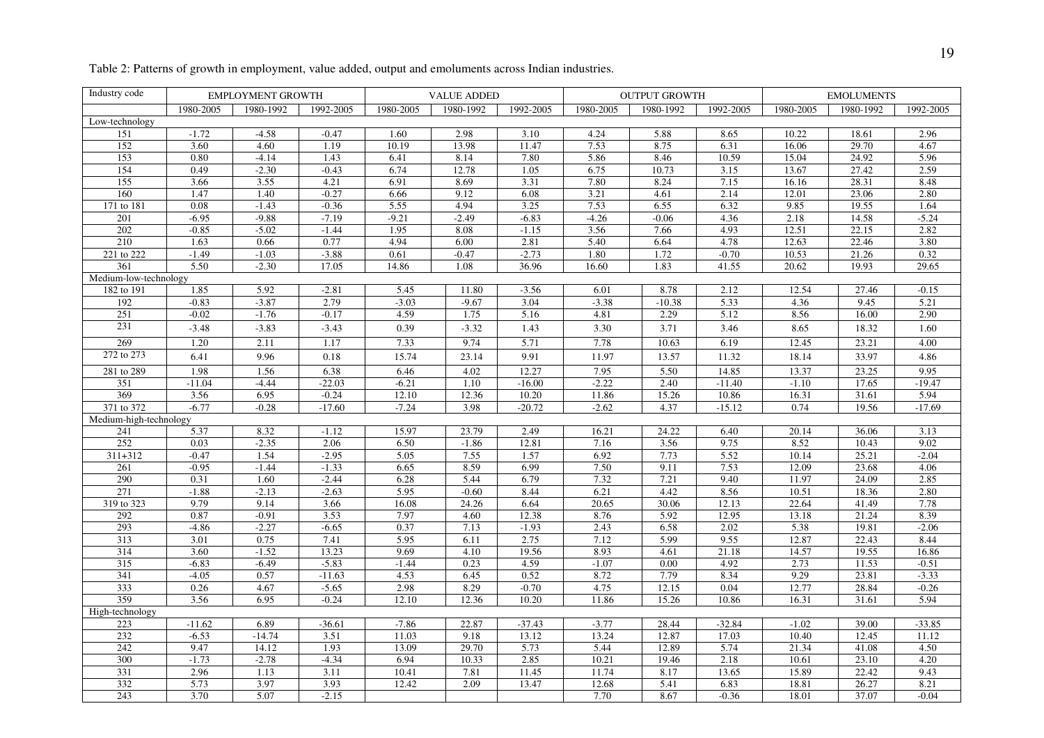Table 2: Patterns of growth in employment, value added, output and emoluments across Indian industries.

| Industry code | EMPLOYMENT GROWTH | | | VALUE ADDED | | | OUTPUT GROWTH | | | EMOLUMENTS | | |
|---|---|---|---|---|---|---|---|---|---|---|---|---|
| | 1980-2005 | 1980-1992 | 1992-2005 | 1980-2005 | 1980-1992 | 1992-2005 | 1980-2005 | 1980-1992 | 1992-2005 | 1980-2005 | 1980-1992 | 1992-2005 |
| Low-technology | | | | | | | | | | | | |
| 151 | -1.72 | -4.58 | -0.47 | 1.60 | 2.98 | 3.10 | 4.24 | 5.88 | 8.65 | 10.22 | 18.61 | 2.96 |
| 152 | 3.60 | 4.60 | 1.19 | 10.19 | 13.98 | 11.47 | 7.53 | 8.75 | 6.31 | 16.06 | 29.70 | 4.67 |
| 153 | 0.80 | -4.14 | 1.43 | 6.41 | 8.14 | 7.80 | 5.86 | 8.46 | 10.59 | 15.04 | 24.92 | 5.96 |
| 154 | 0.49 | -2.30 | -0.43 | 6.74 | 12.78 | 1.05 | 6.75 | 10.73 | 3.15 | 13.67 | 27.42 | 2.59 |
| 155 | 3.66 | 3.55 | 4.21 | 6.91 | 8.69 | 3.31 | 7.80 | 8.24 | 7.15 | 16.16 | 28.31 | 8.48 |
| 160 | 1.47 | 1.40 | -0.27 | 6.66 | 9.12 | 6.08 | 3.21 | 4.61 | 2.14 | 12.01 | 23.06 | 2.80 |
| 171 to 181 | 0.08 | -1.43 | -0.36 | 5.55 | 4.94 | 3.25 | 7.53 | 6.55 | 6.32 | 9.85 | 19.55 | 1.64 |
| 201 | -6.95 | -9.88 | -7.19 | -9.21 | -2.49 | -6.83 | -4.26 | -0.06 | 4.36 | 2.18 | 14.58 | -5.24 |
| 202 | -0.85 | -5.02 | -1.44 | 1.95 | 8.08 | -1.15 | 3.56 | 7.66 | 4.93 | 12.51 | 22.15 | 2.82 |
| 210 | 1.63 | 0.66 | 0.77 | 4.94 | 6.00 | 2.81 | 5.40 | 6.64 | 4.78 | 12.63 | 22.46 | 3.80 |
| 221 to 222 | -1.49 | -1.03 | -3.88 | 0.61 | -0.47 | -2.73 | 1.80 | 1.72 | -0.70 | 10.53 | 21.26 | 0.32 |
| 361 | 5.50 | -2.30 | 17.05 | 14.86 | 1.08 | 36.96 | 16.60 | 1.83 | 41.55 | 20.62 | 19.93 | 29.65 |
| Medium-low-technology | | | | | | | | | | | | |
| 182 to 191 | 1.85 | 5.92 | -2.81 | 5.45 | 11.80 | -3.56 | 6.01 | 8.78 | 2.12 | 12.54 | 27.46 | -0.15 |
| 192 | -0.83 | -3.87 | 2.79 | -3.03 | -9.67 | 3.04 | -3.38 | -10.38 | 5.33 | 4.36 | 9.45 | 5.21 |
| 251 | -0.02 | -1.76 | -0.17 | 4.59 | 1.75 | 5.16 | 4.81 | 2.29 | 5.12 | 8.56 | 16.00 | 2.90 |
| 231 | -3.48 | -3.83 | -3.43 | 0.39 | -3.32 | 1.43 | 3.30 | 3.71 | 3.46 | 8.65 | 18.32 | 1.60 |
| 269 | 1.20 | 2.11 | 1.17 | 7.33 | 9.74 | 5.71 | 7.78 | 10.63 | 6.19 | 12.45 | 23.21 | 4.00 |
| 272 to 273 | 6.41 | 9.96 | 0.18 | 15.74 | 23.14 | 9.91 | 11.97 | 13.57 | 11.32 | 18.14 | 33.97 | 4.86 |
| 281 to 289 | 1.98 | 1.56 | 6.38 | 6.46 | 4.02 | 12.27 | 7.95 | 5.50 | 14.85 | 13.37 | 23.25 | 9.95 |
| 351 | -11.04 | -4.44 | -22.03 | -6.21 | 1.10 | -16.00 | -2.22 | 2.40 | -11.40 | -1.10 | 17.65 | -19.47 |
| 369 | 3.56 | 6.95 | -0.24 | 12.10 | 12.36 | 10.20 | 11.86 | 15.26 | 10.86 | 16.31 | 31.61 | 5.94 |
| 371 to 372 | -6.77 | -0.28 | -17.60 | -7.24 | 3.98 | -20.72 | -2.62 | 4.37 | -15.12 | 0.74 | 19.56 | -17.69 |
| Medium-high-technology | | | | | | | | | | | | |
| 241 | 5.37 | 8.32 | -1.12 | 15.97 | 23.79 | 2.49 | 16.21 | 24.22 | 6.40 | 20.14 | 36.06 | 3.13 |
| 252 | 0.03 | -2.35 | 2.06 | 6.50 | -1.86 | 12.81 | 7.16 | 3.56 | 9.75 | 8.52 | 10.43 | 9.02 |
| 311+312 | -0.47 | 1.54 | -2.95 | 5.05 | 7.55 | 1.57 | 6.92 | 7.73 | 5.52 | 10.14 | 25.21 | -2.04 |
| 261 | -0.95 | -1.44 | -1.33 | 6.65 | 8.59 | 6.99 | 7.50 | 9.11 | 7.53 | 12.09 | 23.68 | 4.06 |
| 290 | 0.31 | 1.60 | -2.44 | 6.28 | 5.44 | 6.79 | 7.32 | 7.21 | 9.40 | 11.97 | 24.09 | 2.85 |
| 271 | -1.88 | -2.13 | -2.63 | 5.95 | -0.60 | 8.44 | 6.21 | 4.42 | 8.56 | 10.51 | 18.36 | 2.80 |
| 319 to 323 | 9.79 | 9.14 | 3.66 | 16.08 | 24.26 | 6.64 | 20.65 | 30.06 | 12.13 | 22.64 | 41.49 | 7.78 |
| 292 | 0.87 | -0.91 | 3.53 | 7.97 | 4.60 | 12.38 | 8.76 | 5.92 | 12.95 | 13.18 | 21.24 | 8.39 |
| 293 | -4.86 | -2.27 | -6.65 | 0.37 | 7.13 | -1.93 | 2.43 | 6.58 | 2.02 | 5.38 | 19.81 | -2.06 |
| 313 | 3.01 | 0.75 | 7.41 | 5.95 | 6.11 | 2.75 | 7.12 | 5.99 | 9.55 | 12.87 | 22.43 | 8.44 |
| 314 | 3.60 | -1.52 | 13.23 | 9.69 | 4.10 | 19.56 | 8.93 | 4.61 | 21.18 | 14.57 | 19.55 | 16.86 |
| 315 | -6.83 | -6.49 | -5.83 | -1.44 | 0.23 | 4.59 | -1.07 | 0.00 | 4.92 | 2.73 | 11.53 | -0.51 |
| 341 | -4.05 | 0.57 | -11.63 | 4.53 | 6.45 | 0.52 | 8.72 | 7.79 | 8.34 | 9.29 | 23.81 | -3.33 |
| 333 | 0.26 | 4.67 | -5.65 | 2.98 | 8.29 | -0.70 | 4.75 | 12.15 | 0.04 | 12.77 | 28.84 | -0.26 |
| 359 | 3.56 | 6.95 | -0.24 | 12.10 | 12.36 | 10.20 | 11.86 | 15.26 | 10.86 | 16.31 | 31.61 | 5.94 |
| High-technology | | | | | | | | | | | | |
| 223 | -11.62 | 6.89 | -36.61 | -7.86 | 22.87 | -37.43 | -3.77 | 28.44 | -32.84 | -1.02 | 39.00 | -33.85 |
| 232 | -6.53 | -14.74 | 3.51 | 11.03 | 9.18 | 13.12 | 13.24 | 12.87 | 17.03 | 10.40 | 12.45 | 11.12 |
| 242 | 9.47 | 14.12 | 1.93 | 13.09 | 29.70 | 5.73 | 5.44 | 12.89 | 5.74 | 21.34 | 41.08 | 4.50 |
| 300 | -1.73 | -2.78 | -4.34 | 6.94 | 10.33 | 2.85 | 10.21 | 19.46 | 2.18 | 10.61 | 23.10 | 4.20 |
| 331 | 2.96 | 1.13 | 3.11 | 10.41 | 7.81 | 11.45 | 11.74 | 8.17 | 13.65 | 15.89 | 22.42 | 9.43 |
| 332 | 5.73 | 3.97 | 3.93 | 12.42 | 2.09 | 13.47 | 12.68 | 5.41 | 6.83 | 18.81 | 26.27 | 8.21 |
| 243 | 3.70 | 5.07 | -2.15 | | | | 7.70 | 8.67 | -0.36 | 18.01 | 37.07 | -0.04 |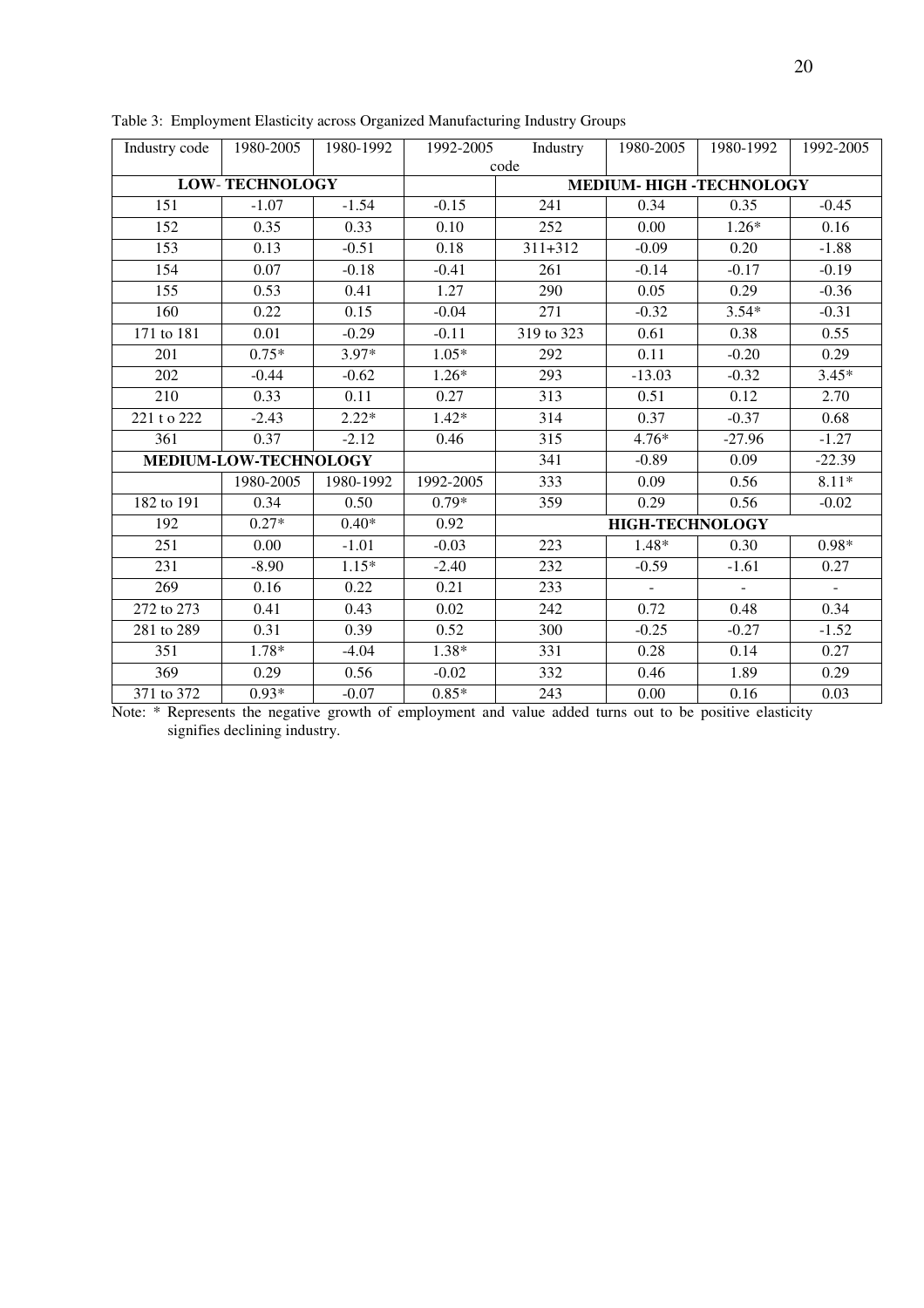Table 3: Employment Elasticity across Organized Manufacturing Industry Groups

| Industry code | 1980-2005 | 1980-1992 | 1992-2005 | Industry code | 1980-2005 | 1980-1992 | 1992-2005 |
|---|---|---|---|---|---|---|---|
| **LOW- TECHNOLOGY** | | | | **MEDIUM- HIGH -TECHNOLOGY** | | | |
| 151 | -1.07 | -1.54 | -0.15 | 241 | 0.34 | 0.35 | -0.45 |
| 152 | 0.35 | 0.33 | 0.10 | 252 | 0.00 | 1.26* | 0.16 |
| 153 | 0.13 | -0.51 | 0.18 | 311+312 | -0.09 | 0.20 | -1.88 |
| 154 | 0.07 | -0.18 | -0.41 | 261 | -0.14 | -0.17 | -0.19 |
| 155 | 0.53 | 0.41 | 1.27 | 290 | 0.05 | 0.29 | -0.36 |
| 160 | 0.22 | 0.15 | -0.04 | 271 | -0.32 | 3.54* | -0.31 |
| 171 to 181 | 0.01 | -0.29 | -0.11 | 319 to 323 | 0.61 | 0.38 | 0.55 |
| 201 | 0.75* | 3.97* | 1.05* | 292 | 0.11 | -0.20 | 0.29 |
| 202 | -0.44 | -0.62 | 1.26* | 293 | -13.03 | -0.32 | 3.45* |
| 210 | 0.33 | 0.11 | 0.27 | 313 | 0.51 | 0.12 | 2.70 |
| 221 t o 222 | -2.43 | 2.22* | 1.42* | 314 | 0.37 | -0.37 | 0.68 |
| 361 | 0.37 | -2.12 | 0.46 | 315 | 4.76* | -27.96 | -1.27 |
| **MEDIUM-LOW-TECHNOLOGY** | | | | 341 | -0.89 | 0.09 | -22.39 |
| | 1980-2005 | 1980-1992 | 1992-2005 | 333 | 0.09 | 0.56 | 8.11* |
| 182 to 191 | 0.34 | 0.50 | 0.79* | 359 | 0.29 | 0.56 | -0.02 |
| 192 | 0.27* | 0.40* | 0.92 | **HIGH-TECHNOLOGY** | | | |
| 251 | 0.00 | -1.01 | -0.03 | 223 | 1.48* | 0.30 | 0.98* |
| 231 | -8.90 | 1.15* | -2.40 | 232 | -0.59 | -1.61 | 0.27 |
| 269 | 0.16 | 0.22 | 0.21 | 233 | - | - | - |
| 272 to 273 | 0.41 | 0.43 | 0.02 | 242 | 0.72 | 0.48 | 0.34 |
| 281 to 289 | 0.31 | 0.39 | 0.52 | 300 | -0.25 | -0.27 | -1.52 |
| 351 | 1.78* | -4.04 | 1.38* | 331 | 0.28 | 0.14 | 0.27 |
| 369 | 0.29 | 0.56 | -0.02 | 332 | 0.46 | 1.89 | 0.29 |
| 371 to 372 | 0.93* | -0.07 | 0.85* | 243 | 0.00 | 0.16 | 0.03 |

Note: * Represents the negative growth of employment and value added turns out to be positive elasticity signifies declining industry.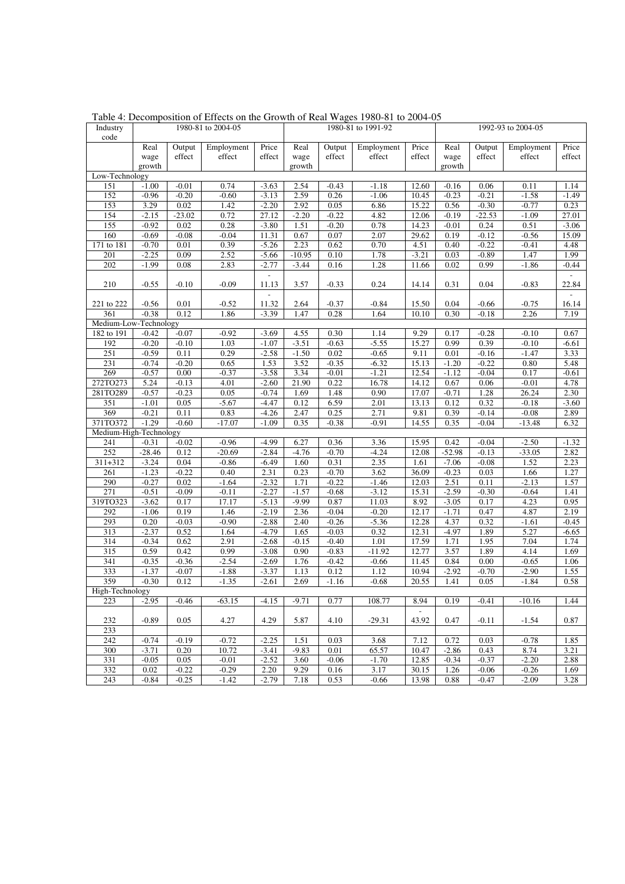Table 4: Decomposition of Effects on the Growth of Real Wages 1980-81 to 2004-05

| Industry code | 1980-81 to 2004-05 | | | | 1980-81 to 1991-92 | | | | 1992-93 to 2004-05 | | | |
|---|---|---|---|---|---|---|---|---|---|---|---|---|
| | Real wage growth | Output effect | Employment effect | Price effect | Real wage growth | Output effect | Employment effect | Price effect | Real wage growth | Output effect | Employment effect | Price effect |
| Low-Technology | | | | | | | | | | | | |
| 151 | -1.00 | -0.01 | 0.74 | -3.63 | 2.54 | -0.43 | -1.18 | 12.60 | -0.16 | 0.06 | 0.11 | 1.14 |
| 152 | -0.96 | -0.20 | -0.60 | -3.13 | 2.59 | 0.26 | -1.06 | 10.45 | -0.23 | -0.21 | -1.58 | -1.49 |
| 153 | 3.29 | 0.02 | 1.42 | -2.20 | 2.92 | 0.05 | 6.86 | 15.22 | 0.56 | -0.30 | -0.77 | 0.23 |
| 154 | -2.15 | -23.02 | 0.72 | 27.12 | -2.20 | -0.22 | 4.82 | 12.06 | -0.19 | -22.53 | -1.09 | 27.01 |
| 155 | -0.92 | 0.02 | 0.28 | -3.80 | 1.51 | -0.20 | 0.78 | 14.23 | -0.01 | 0.24 | 0.51 | -3.06 |
| 160 | -0.69 | -0.08 | -0.04 | 11.31 | 0.67 | 0.07 | 2.07 | 29.62 | 0.19 | -0.12 | -0.56 | 15.09 |
| 171 to 181 | -0.70 | 0.01 | 0.39 | -5.26 | 2.23 | 0.62 | 0.70 | 4.51 | 0.40 | -0.22 | -0.41 | 4.48 |
| 201 | -2.25 | 0.09 | 2.52 | -5.66 | -10.95 | 0.10 | 1.78 | -3.21 | 0.03 | -0.89 | 1.47 | 1.99 |
| 202 | -1.99 | 0.08 | 2.83 | -2.77 | -3.44 | 0.16 | 1.28 | 11.66 | 0.02 | 0.99 | -1.86 | -0.44 |
| 210 | -0.55 | -0.10 | -0.09 | -11.13 | 3.57 | -0.33 | 0.24 | 14.14 | 0.31 | 0.04 | -0.83 | -22.84 |
| 221 to 222 | -0.56 | 0.01 | -0.52 | -11.32 | 2.64 | -0.37 | -0.84 | 15.50 | 0.04 | -0.66 | -0.75 | -16.14 |
| 361 | -0.38 | 0.12 | 1.86 | -3.39 | 1.47 | 0.28 | 1.64 | 10.10 | 0.30 | -0.18 | 2.26 | 7.19 |
| Medium-Low-Technology | | | | | | | | | | | | |
| 182 to 191 | -0.42 | -0.07 | -0.92 | -3.69 | 4.55 | 0.30 | 1.14 | 9.29 | 0.17 | -0.28 | -0.10 | 0.67 |
| 192 | -0.20 | -0.10 | 1.03 | -1.07 | -3.51 | -0.63 | -5.55 | 15.27 | 0.99 | 0.39 | -0.10 | -6.61 |
| 251 | -0.59 | 0.11 | 0.29 | -2.58 | -1.50 | 0.02 | -0.65 | 9.11 | 0.01 | -0.16 | -1.47 | 3.33 |
| 231 | -0.74 | -0.20 | 0.65 | 1.53 | 3.52 | -0.35 | -6.32 | 15.13 | -1.20 | -0.22 | 0.80 | 5.48 |
| 269 | -0.57 | 0.00 | -0.37 | -3.58 | 3.34 | -0.01 | -1.21 | 12.54 | -1.12 | -0.04 | 0.17 | -0.61 |
| 272TO273 | 5.24 | -0.13 | 4.01 | -2.60 | 21.90 | 0.22 | 16.78 | 14.12 | 0.67 | 0.06 | -0.01 | 4.78 |
| 281TO289 | -0.57 | -0.23 | 0.05 | -0.74 | 1.69 | 1.48 | 0.90 | 17.07 | -0.71 | 1.28 | 26.24 | 2.30 |
| 351 | -1.01 | 0.05 | -5.67 | -4.47 | 0.12 | 6.59 | 2.01 | 13.13 | 0.12 | 0.32 | -0.18 | -3.60 |
| 369 | -0.21 | 0.11 | 0.83 | -4.26 | 2.47 | 0.25 | 2.71 | 9.81 | 0.39 | -0.14 | -0.08 | 2.89 |
| 371TO372 | -1.29 | -0.60 | -17.07 | -1.09 | 0.35 | -0.38 | -0.91 | 14.55 | 0.35 | -0.04 | -13.48 | 6.32 |
| Medium-High-Technology | | | | | | | | | | | | |
| 241 | -0.31 | -0.02 | -0.96 | -4.99 | 6.27 | 0.36 | 3.36 | 15.95 | 0.42 | -0.04 | -2.50 | -1.32 |
| 252 | -28.46 | 0.12 | -20.69 | -2.84 | -4.76 | -0.70 | -4.24 | 12.08 | -52.98 | -0.13 | -33.05 | 2.82 |
| 311+312 | -3.24 | 0.04 | -0.86 | -6.49 | 1.60 | 0.31 | 2.35 | 1.61 | -7.06 | -0.08 | 1.52 | 2.23 |
| 261 | -1.23 | -0.22 | 0.40 | 2.31 | 0.23 | -0.70 | 3.62 | 36.09 | -0.23 | 0.03 | 1.66 | 1.27 |
| 290 | -0.27 | 0.02 | -1.64 | -2.32 | 1.71 | -0.22 | -1.46 | 12.03 | 2.51 | 0.11 | -2.13 | 1.57 |
| 271 | -0.51 | -0.09 | -0.11 | -2.27 | -1.57 | -0.68 | -3.12 | 15.31 | -2.59 | -0.30 | -0.64 | 1.41 |
| 319TO323 | -3.62 | 0.17 | 17.17 | -5.13 | -9.99 | 0.87 | 11.03 | 8.92 | -3.05 | 0.17 | 4.23 | 0.95 |
| 292 | -1.06 | 0.19 | 1.46 | -2.19 | 2.36 | -0.04 | -0.20 | 12.17 | -1.71 | 0.47 | 4.87 | 2.19 |
| 293 | 0.20 | -0.03 | -0.90 | -2.88 | 2.40 | -0.26 | -5.36 | 12.28 | 4.37 | 0.32 | -1.61 | -0.45 |
| 313 | -2.37 | 0.52 | 1.64 | -4.79 | 1.65 | -0.03 | 0.32 | 12.31 | -4.97 | 1.89 | 5.27 | -6.65 |
| 314 | -0.34 | 0.62 | 2.91 | -2.68 | -0.15 | -0.40 | 1.01 | 17.59 | 1.71 | 1.95 | 7.04 | 1.74 |
| 315 | 0.59 | 0.42 | 0.99 | -3.08 | 0.90 | -0.83 | -11.92 | 12.77 | 3.57 | 1.89 | 4.14 | 1.69 |
| 341 | -0.35 | -0.36 | -2.54 | -2.69 | 1.76 | -0.42 | -0.66 | 11.45 | 0.84 | 0.00 | -0.65 | 1.06 |
| 333 | -1.37 | -0.07 | -1.88 | -3.37 | 1.13 | 0.12 | 1.12 | 10.94 | -2.92 | -0.70 | -2.90 | 1.55 |
| 359 | -0.30 | 0.12 | -1.35 | -2.61 | 2.69 | -1.16 | -0.68 | 20.55 | 1.41 | 0.05 | -1.84 | 0.58 |
| High-Technology | | | | | | | | | | | | |
| 223 | -2.95 | -0.46 | -63.15 | -4.15 | -9.71 | 0.77 | 108.77 | 8.94 | 0.19 | -0.41 | -10.16 | 1.44 |
| 232 | -0.89 | 0.05 | 4.27 | 4.29 | 5.87 | 4.10 | -29.31 | -43.92 | 0.47 | -0.11 | -1.54 | 0.87 |
| 233 | | | | | | | | | | | | |
| 242 | -0.74 | -0.19 | -0.72 | -2.25 | 1.51 | 0.03 | 3.68 | 7.12 | 0.72 | 0.03 | -0.78 | 1.85 |
| 300 | -3.71 | 0.20 | 10.72 | -3.41 | -9.83 | 0.01 | 65.57 | 10.47 | -2.86 | 0.43 | 8.74 | 3.21 |
| 331 | -0.05 | 0.05 | -0.01 | -2.52 | 3.60 | -0.06 | -1.70 | 12.85 | -0.34 | -0.37 | -2.20 | 2.88 |
| 332 | 0.02 | -0.22 | -0.29 | 2.20 | 9.29 | 0.16 | 3.17 | 30.15 | 1.26 | -0.06 | -0.26 | 1.69 |
| 243 | -0.84 | -0.25 | -1.42 | -2.79 | 7.18 | 0.53 | -0.66 | 13.98 | 0.88 | -0.47 | -2.09 | 3.28 |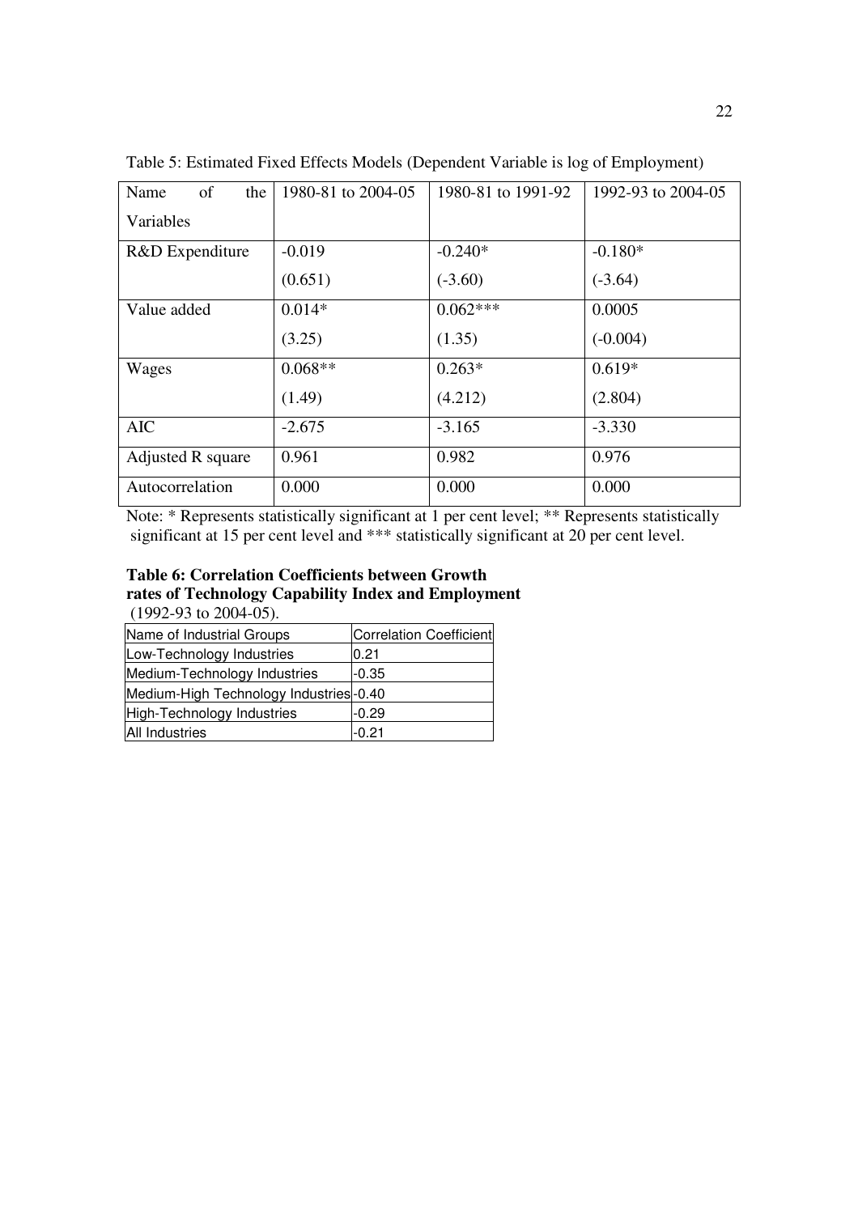Table 5: Estimated Fixed Effects Models (Dependent Variable is log of Employment)

| Name of the Variables | 1980-81 to 2004-05 | 1980-81 to 1991-92 | 1992-93 to 2004-05 |
|---|---|---|---|
| R&D Expenditure | -0.019<br>(0.651) | -0.240*<br>(-3.60) | -0.180*<br>(-3.64) |
| Value added | 0.014*<br>(3.25) | 0.062***<br>(1.35) | 0.0005<br>(-0.004) |
| Wages | 0.068**<br>(1.49) | 0.263*<br>(4.212) | 0.619*<br>(2.804) |
| AIC | -2.675 | -3.165 | -3.330 |
| Adjusted R square | 0.961 | 0.982 | 0.976 |
| Autocorrelation | 0.000 | 0.000 | 0.000 |

Note: * Represents statistically significant at 1 per cent level; ** Represents statistically significant at 15 per cent level and *** statistically significant at 20 per cent level.

**Table 6: Correlation Coefficients between Growth rates of Technology Capability Index and Employment** (1992-93 to 2004-05).

| Name of Industrial Groups | Correlation Coefficient |
|---|---|
| Low-Technology Industries | 0.21 |
| Medium-Technology Industries | -0.35 |
| Medium-High Technology Industries | -0.40 |
| High-Technology Industries | -0.29 |
| All Industries | -0.21 |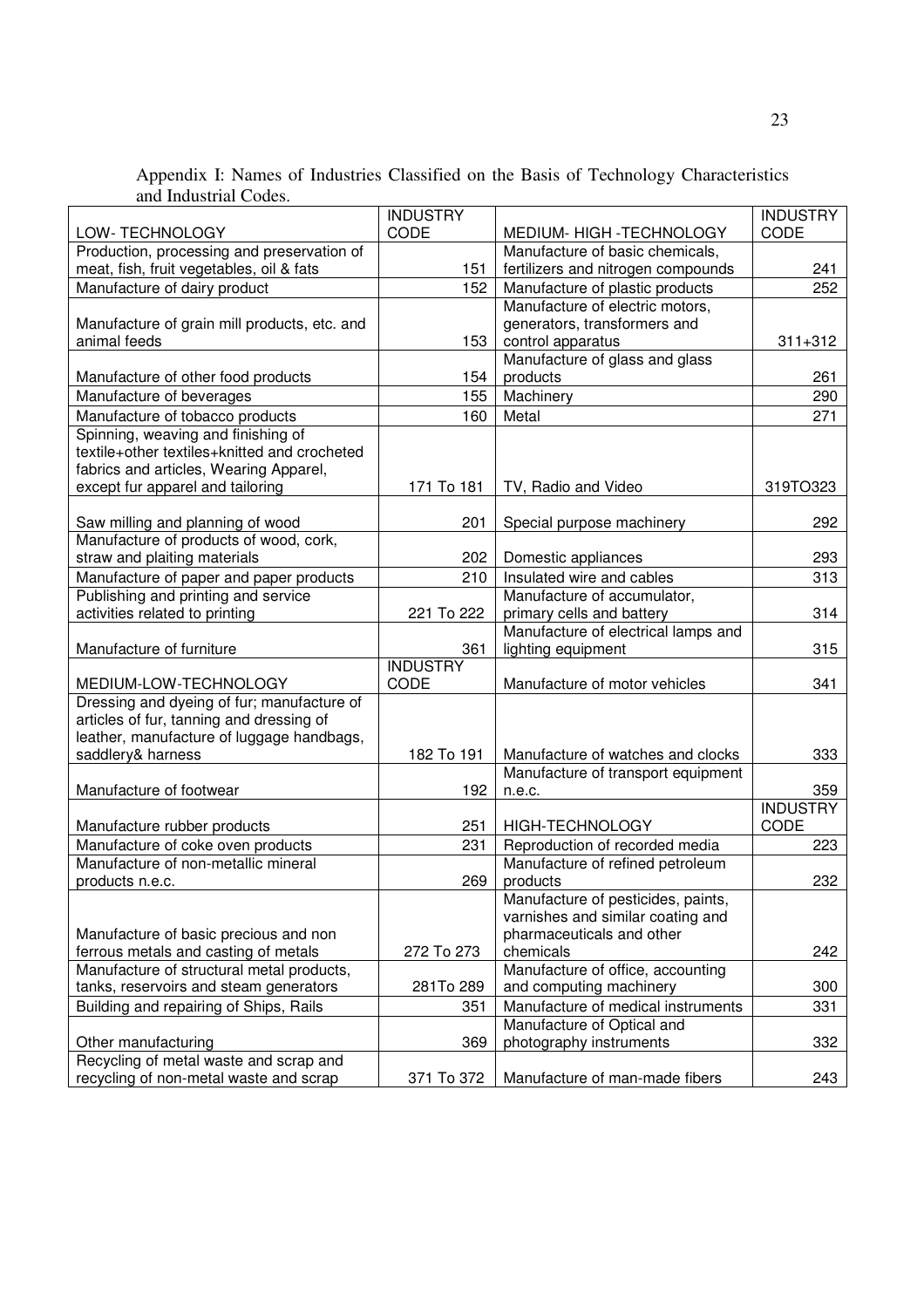Appendix I: Names of Industries Classified on the Basis of Technology Characteristics and Industrial Codes.

| LOW- TECHNOLOGY | INDUSTRY CODE | MEDIUM- HIGH -TECHNOLOGY | INDUSTRY CODE |
|---|---|---|---|
| Production, processing and preservation of meat, fish, fruit vegetables, oil & fats | 151 | Manufacture of basic chemicals, fertilizers and nitrogen compounds | 241 |
| Manufacture of dairy product | 152 | Manufacture of plastic products | 252 |
| Manufacture of grain mill products, etc. and animal feeds | 153 | Manufacture of electric motors, generators, transformers and control apparatus | 311+312 |
| Manufacture of other food products | 154 | Manufacture of glass and glass products | 261 |
| Manufacture of beverages | 155 | Machinery | 290 |
| Manufacture of tobacco products | 160 | Metal | 271 |
| Spinning, weaving and finishing of textile+other textiles+knitted and crocheted fabrics and articles, Wearing Apparel, except fur apparel and tailoring | 171 To 181 | TV, Radio and Video | 319TO323 |
| Saw milling and planning of wood | 201 | Special purpose machinery | 292 |
| Manufacture of products of wood, cork, straw and plaiting materials | 202 | Domestic appliances | 293 |
| Manufacture of paper and paper products | 210 | Insulated wire and cables | 313 |
| Publishing and printing and service activities related to printing | 221 To 222 | Manufacture of accumulator, primary cells and battery | 314 |
| Manufacture of furniture | 361 | Manufacture of electrical lamps and lighting equipment | 315 |
| MEDIUM-LOW-TECHNOLOGY | INDUSTRY CODE | Manufacture of motor vehicles | 341 |
| Dressing and dyeing of fur; manufacture of articles of fur, tanning and dressing of leather, manufacture of luggage handbags, saddlery& harness | 182 To 191 | Manufacture of watches and clocks | 333 |
| Manufacture of footwear | 192 | Manufacture of transport equipment n.e.c. | 359 |
| Manufacture rubber products | 251 | HIGH-TECHNOLOGY | INDUSTRY CODE |
| Manufacture of coke oven products | 231 | Reproduction of recorded media | 223 |
| Manufacture of non-metallic mineral products n.e.c. | 269 | Manufacture of refined petroleum products | 232 |
| Manufacture of basic precious and non ferrous metals and casting of metals | 272 To 273 | Manufacture of pesticides, paints, varnishes and similar coating and pharmaceuticals and other chemicals | 242 |
| Manufacture of structural metal products, tanks, reservoirs and steam generators | 281To 289 | Manufacture of office, accounting and computing machinery | 300 |
| Building and repairing of Ships, Rails | 351 | Manufacture of medical instruments | 331 |
| Other manufacturing | 369 | Manufacture of Optical and photography instruments | 332 |
| Recycling of metal waste and scrap and recycling of non-metal waste and scrap | 371 To 372 | Manufacture of man-made fibers | 243 |